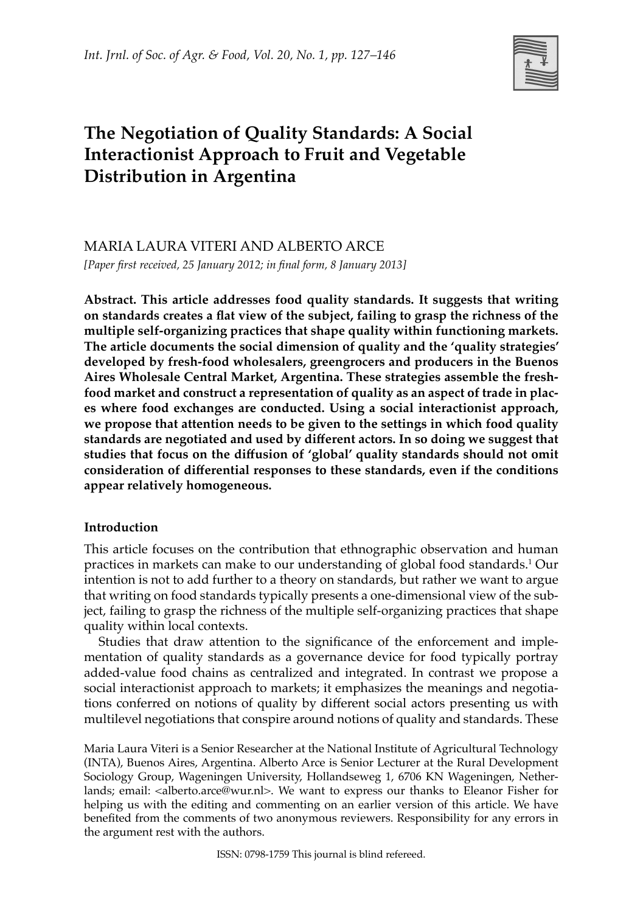# The Negotiation of Quality Standards: A Social Interactionist Approach to Fruit and Vegetable Distribution in Argentina

MARIA LAURA VITERI AND ALBERTO ARCE

*[Paper first received, 25 January 2012; in final form, 8 January 2013]*

**Abstract. This article addresses food quality standards. It suggests that writing on standards creates a flat view of the subject, failing to grasp the richness of the multiple self-organizing practices that shape quality within functioning markets. The article documents the social dimension of quality and the 'quality strategies' developed by fresh-food wholesalers, greengrocers and producers in the Buenos Aires Wholesale Central Market, Argentina. These strategies assemble the fresh-food market and construct a representation of quality as an aspect of trade in places where food exchanges are conducted. Using a social interactionist approach, we propose that attention needs to be given to the settings in which food quality standards are negotiated and used by different actors. In so doing we suggest that studies that focus on the diffusion of 'global' quality standards should not omit consideration of differential responses to these standards, even if the conditions appear relatively homogeneous.**

## Introduction

This article focuses on the contribution that ethnographic observation and human practices in markets can make to our understanding of global food standards.[1] Our intention is not to add further to a theory on standards, but rather we want to argue that writing on food standards typically presents a one-dimensional view of the subject, failing to grasp the richness of the multiple self-organizing practices that shape quality within local contexts.

Studies that draw attention to the significance of the enforcement and implementation of quality standards as a governance device for food typically portray added-value food chains as centralized and integrated. In contrast we propose a social interactionist approach to markets; it emphasizes the meanings and negotiations conferred on notions of quality by different social actors presenting us with multilevel negotiations that conspire around notions of quality and standards. These

Maria Laura Viteri is a Senior Researcher at the National Institute of Agricultural Technology (INTA), Buenos Aires, Argentina. Alberto Arce is Senior Lecturer at the Rural Development Sociology Group, Wageningen University, Hollandseweg 1, 6706 KN Wageningen, Netherlands; email: <alberto.arce@wur.nl>. We want to express our thanks to Eleanor Fisher for helping us with the editing and commenting on an earlier version of this article. We have benefited from the comments of two anonymous reviewers. Responsibility for any errors in the argument rest with the authors.

ISSN: 0798-1759 This journal is blind refereed.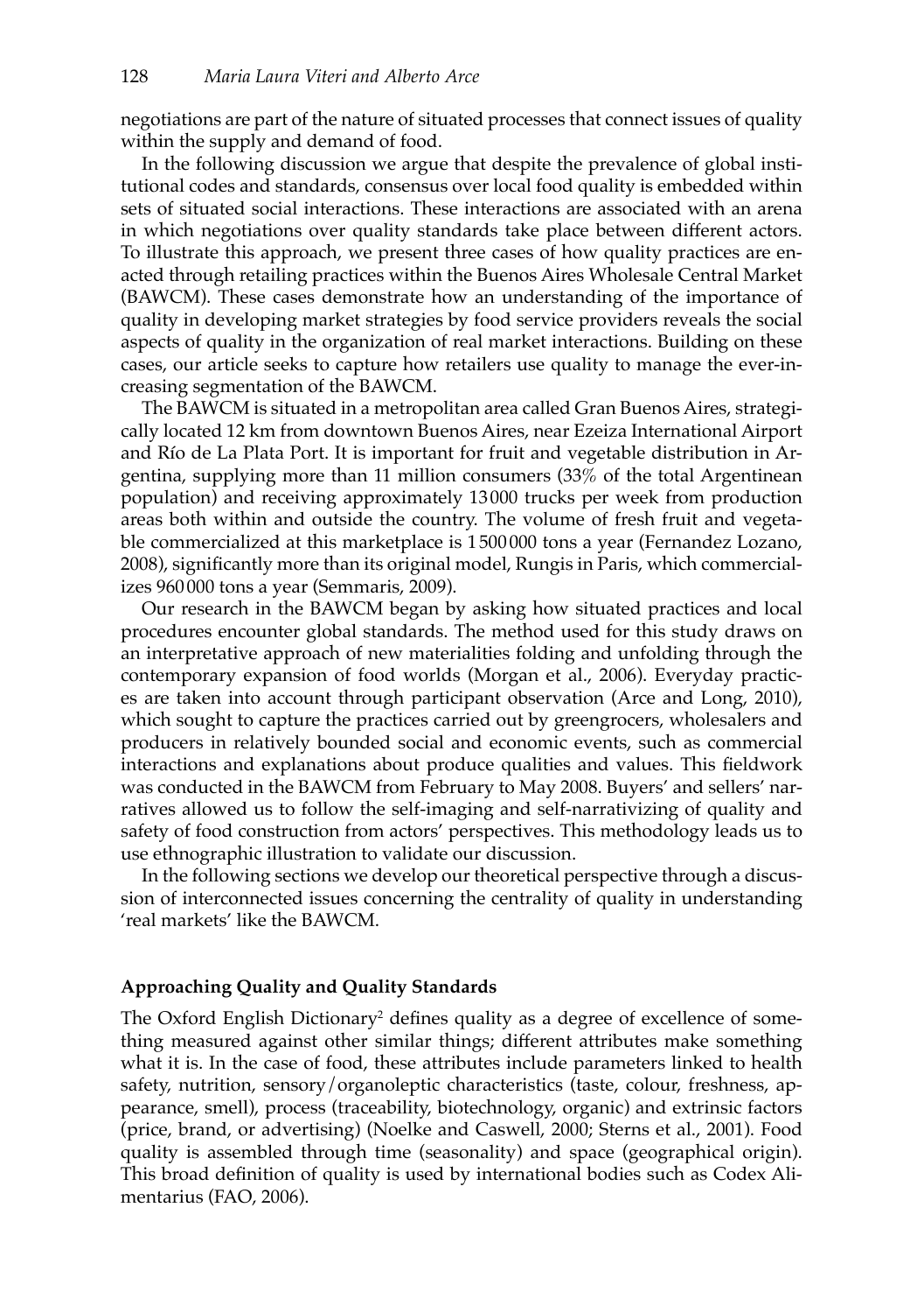negotiations are part of the nature of situated processes that connect issues of quality within the supply and demand of food.

In the following discussion we argue that despite the prevalence of global institutional codes and standards, consensus over local food quality is embedded within sets of situated social interactions. These interactions are associated with an arena in which negotiations over quality standards take place between different actors. To illustrate this approach, we present three cases of how quality practices are enacted through retailing practices within the Buenos Aires Wholesale Central Market (BAWCM). These cases demonstrate how an understanding of the importance of quality in developing market strategies by food service providers reveals the social aspects of quality in the organization of real market interactions. Building on these cases, our article seeks to capture how retailers use quality to manage the ever-increasing segmentation of the BAWCM.

The BAWCM is situated in a metropolitan area called Gran Buenos Aires, strategically located 12 km from downtown Buenos Aires, near Ezeiza International Airport and Río de La Plata Port. It is important for fruit and vegetable distribution in Argentina, supplying more than 11 million consumers (33% of the total Argentinean population) and receiving approximately 13 000 trucks per week from production areas both within and outside the country. The volume of fresh fruit and vegetable commercialized at this marketplace is 1 500 000 tons a year (Fernandez Lozano, 2008), significantly more than its original model, Rungis in Paris, which commercializes 960 000 tons a year (Semmaris, 2009).

Our research in the BAWCM began by asking how situated practices and local procedures encounter global standards. The method used for this study draws on an interpretative approach of new materialities folding and unfolding through the contemporary expansion of food worlds (Morgan et al., 2006). Everyday practices are taken into account through participant observation (Arce and Long, 2010), which sought to capture the practices carried out by greengrocers, wholesalers and producers in relatively bounded social and economic events, such as commercial interactions and explanations about produce qualities and values. This fieldwork was conducted in the BAWCM from February to May 2008. Buyers' and sellers' narratives allowed us to follow the self-imaging and self-narrativizing of quality and safety of food construction from actors' perspectives. This methodology leads us to use ethnographic illustration to validate our discussion.

In the following sections we develop our theoretical perspective through a discussion of interconnected issues concerning the centrality of quality in understanding 'real markets' like the BAWCM.

## Approaching Quality and Quality Standards

The Oxford English Dictionary[2] defines quality as a degree of excellence of something measured against other similar things; different attributes make something what it is. In the case of food, these attributes include parameters linked to health safety, nutrition, sensory/organoleptic characteristics (taste, colour, freshness, appearance, smell), process (traceability, biotechnology, organic) and extrinsic factors (price, brand, or advertising) (Noelke and Caswell, 2000; Sterns et al., 2001). Food quality is assembled through time (seasonality) and space (geographical origin). This broad definition of quality is used by international bodies such as Codex Alimentarius (FAO, 2006).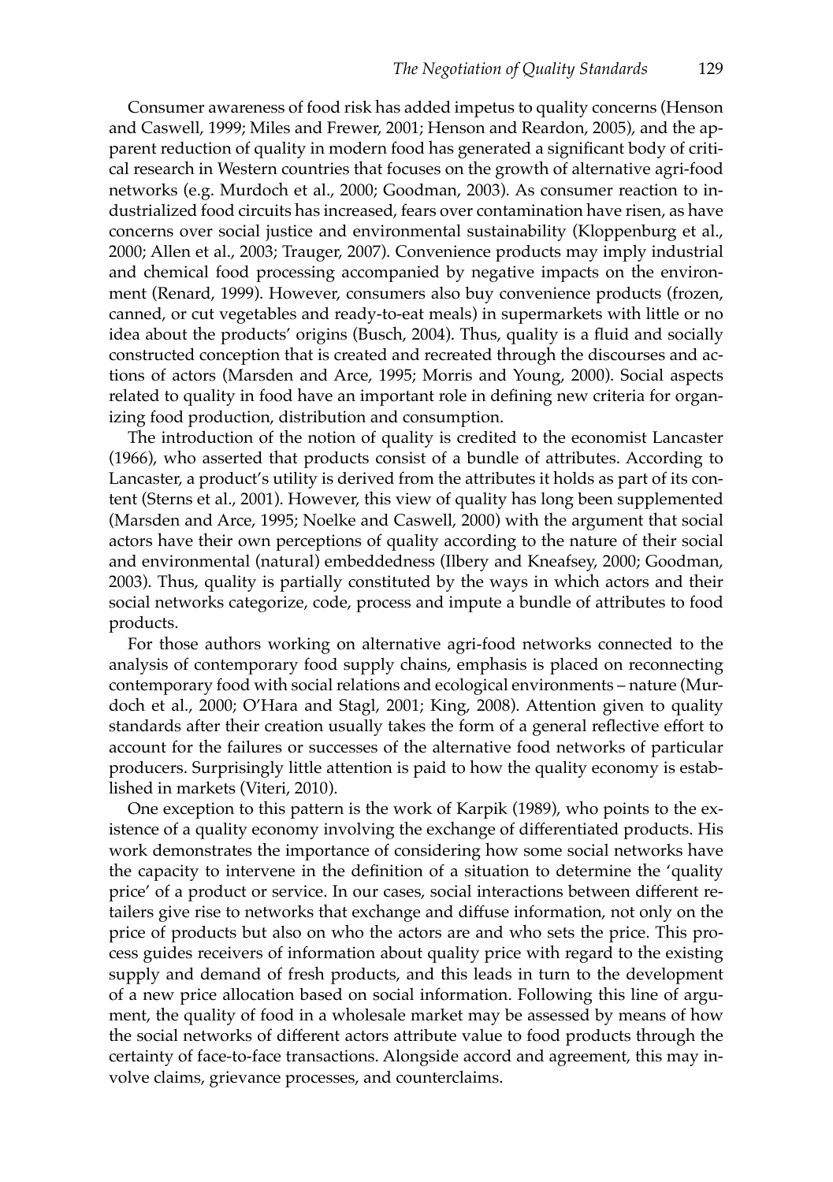Consumer awareness of food risk has added impetus to quality concerns (Henson and Caswell, 1999; Miles and Frewer, 2001; Henson and Reardon, 2005), and the apparent reduction of quality in modern food has generated a significant body of critical research in Western countries that focuses on the growth of alternative agri-food networks (e.g. Murdoch et al., 2000; Goodman, 2003). As consumer reaction to industrialized food circuits has increased, fears over contamination have risen, as have concerns over social justice and environmental sustainability (Kloppenburg et al., 2000; Allen et al., 2003; Trauger, 2007). Convenience products may imply industrial and chemical food processing accompanied by negative impacts on the environment (Renard, 1999). However, consumers also buy convenience products (frozen, canned, or cut vegetables and ready-to-eat meals) in supermarkets with little or no idea about the products' origins (Busch, 2004). Thus, quality is a fluid and socially constructed conception that is created and recreated through the discourses and actions of actors (Marsden and Arce, 1995; Morris and Young, 2000). Social aspects related to quality in food have an important role in defining new criteria for organizing food production, distribution and consumption.

The introduction of the notion of quality is credited to the economist Lancaster (1966), who asserted that products consist of a bundle of attributes. According to Lancaster, a product's utility is derived from the attributes it holds as part of its content (Sterns et al., 2001). However, this view of quality has long been supplemented (Marsden and Arce, 1995; Noelke and Caswell, 2000) with the argument that social actors have their own perceptions of quality according to the nature of their social and environmental (natural) embeddedness (Ilbery and Kneafsey, 2000; Goodman, 2003). Thus, quality is partially constituted by the ways in which actors and their social networks categorize, code, process and impute a bundle of attributes to food products.

For those authors working on alternative agri-food networks connected to the analysis of contemporary food supply chains, emphasis is placed on reconnecting contemporary food with social relations and ecological environments – nature (Murdoch et al., 2000; O'Hara and Stagl, 2001; King, 2008). Attention given to quality standards after their creation usually takes the form of a general reflective effort to account for the failures or successes of the alternative food networks of particular producers. Surprisingly little attention is paid to how the quality economy is established in markets (Viteri, 2010).

One exception to this pattern is the work of Karpik (1989), who points to the existence of a quality economy involving the exchange of differentiated products. His work demonstrates the importance of considering how some social networks have the capacity to intervene in the definition of a situation to determine the 'quality price' of a product or service. In our cases, social interactions between different retailers give rise to networks that exchange and diffuse information, not only on the price of products but also on who the actors are and who sets the price. This process guides receivers of information about quality price with regard to the existing supply and demand of fresh products, and this leads in turn to the development of a new price allocation based on social information. Following this line of argument, the quality of food in a wholesale market may be assessed by means of how the social networks of different actors attribute value to food products through the certainty of face-to-face transactions. Alongside accord and agreement, this may involve claims, grievance processes, and counterclaims.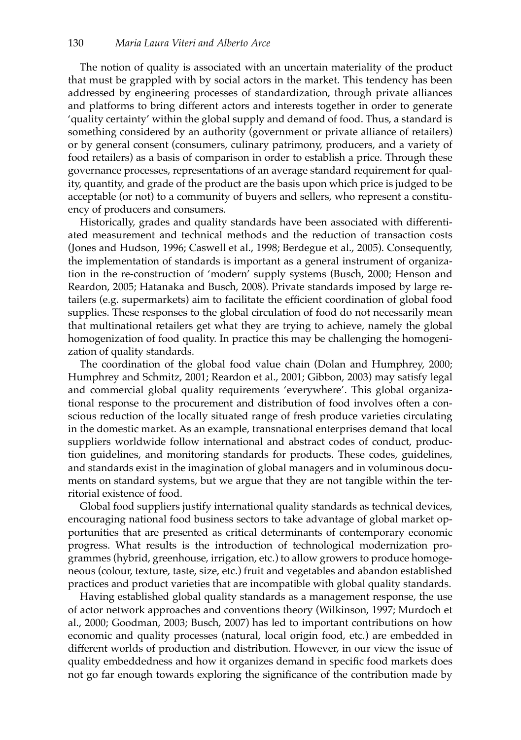The notion of quality is associated with an uncertain materiality of the product that must be grappled with by social actors in the market. This tendency has been addressed by engineering processes of standardization, through private alliances and platforms to bring different actors and interests together in order to generate 'quality certainty' within the global supply and demand of food. Thus, a standard is something considered by an authority (government or private alliance of retailers) or by general consent (consumers, culinary patrimony, producers, and a variety of food retailers) as a basis of comparison in order to establish a price. Through these governance processes, representations of an average standard requirement for quality, quantity, and grade of the product are the basis upon which price is judged to be acceptable (or not) to a community of buyers and sellers, who represent a constituency of producers and consumers.

Historically, grades and quality standards have been associated with differentiated measurement and technical methods and the reduction of transaction costs (Jones and Hudson, 1996; Caswell et al., 1998; Berdegue et al., 2005). Consequently, the implementation of standards is important as a general instrument of organization in the re-construction of 'modern' supply systems (Busch, 2000; Henson and Reardon, 2005; Hatanaka and Busch, 2008). Private standards imposed by large retailers (e.g. supermarkets) aim to facilitate the efficient coordination of global food supplies. These responses to the global circulation of food do not necessarily mean that multinational retailers get what they are trying to achieve, namely the global homogenization of food quality. In practice this may be challenging the homogenization of quality standards.

The coordination of the global food value chain (Dolan and Humphrey, 2000; Humphrey and Schmitz, 2001; Reardon et al., 2001; Gibbon, 2003) may satisfy legal and commercial global quality requirements 'everywhere'. This global organizational response to the procurement and distribution of food involves often a conscious reduction of the locally situated range of fresh produce varieties circulating in the domestic market. As an example, transnational enterprises demand that local suppliers worldwide follow international and abstract codes of conduct, production guidelines, and monitoring standards for products. These codes, guidelines, and standards exist in the imagination of global managers and in voluminous documents on standard systems, but we argue that they are not tangible within the territorial existence of food.

Global food suppliers justify international quality standards as technical devices, encouraging national food business sectors to take advantage of global market opportunities that are presented as critical determinants of contemporary economic progress. What results is the introduction of technological modernization programmes (hybrid, greenhouse, irrigation, etc.) to allow growers to produce homogeneous (colour, texture, taste, size, etc.) fruit and vegetables and abandon established practices and product varieties that are incompatible with global quality standards.

Having established global quality standards as a management response, the use of actor network approaches and conventions theory (Wilkinson, 1997; Murdoch et al., 2000; Goodman, 2003; Busch, 2007) has led to important contributions on how economic and quality processes (natural, local origin food, etc.) are embedded in different worlds of production and distribution. However, in our view the issue of quality embeddedness and how it organizes demand in specific food markets does not go far enough towards exploring the significance of the contribution made by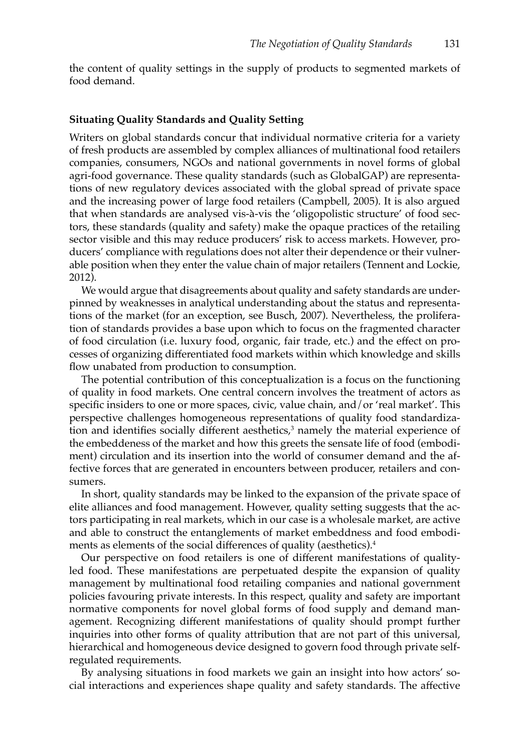the content of quality settings in the supply of products to segmented markets of food demand.

## Situating Quality Standards and Quality Setting

Writers on global standards concur that individual normative criteria for a variety of fresh products are assembled by complex alliances of multinational food retailers companies, consumers, NGOs and national governments in novel forms of global agri-food governance. These quality standards (such as GlobalGAP) are representations of new regulatory devices associated with the global spread of private space and the increasing power of large food retailers (Campbell, 2005). It is also argued that when standards are analysed vis-à-vis the 'oligopolistic structure' of food sectors, these standards (quality and safety) make the opaque practices of the retailing sector visible and this may reduce producers' risk to access markets. However, producers' compliance with regulations does not alter their dependence or their vulnerable position when they enter the value chain of major retailers (Tennent and Lockie, 2012).

We would argue that disagreements about quality and safety standards are underpinned by weaknesses in analytical understanding about the status and representations of the market (for an exception, see Busch, 2007). Nevertheless, the proliferation of standards provides a base upon which to focus on the fragmented character of food circulation (i.e. luxury food, organic, fair trade, etc.) and the effect on processes of organizing differentiated food markets within which knowledge and skills flow unabated from production to consumption.

The potential contribution of this conceptualization is a focus on the functioning of quality in food markets. One central concern involves the treatment of actors as specific insiders to one or more spaces, civic, value chain, and/or 'real market'. This perspective challenges homogeneous representations of quality food standardization and identifies socially different aesthetics,[3] namely the material experience of the embeddeness of the market and how this greets the sensate life of food (embodiment) circulation and its insertion into the world of consumer demand and the affective forces that are generated in encounters between producer, retailers and consumers.

In short, quality standards may be linked to the expansion of the private space of elite alliances and food management. However, quality setting suggests that the actors participating in real markets, which in our case is a wholesale market, are active and able to construct the entanglements of market embeddness and food embodiments as elements of the social differences of quality (aesthetics).[4]

Our perspective on food retailers is one of different manifestations of quality-led food. These manifestations are perpetuated despite the expansion of quality management by multinational food retailing companies and national government policies favouring private interests. In this respect, quality and safety are important normative components for novel global forms of food supply and demand management. Recognizing different manifestations of quality should prompt further inquiries into other forms of quality attribution that are not part of this universal, hierarchical and homogeneous device designed to govern food through private self-regulated requirements.

By analysing situations in food markets we gain an insight into how actors' social interactions and experiences shape quality and safety standards. The affective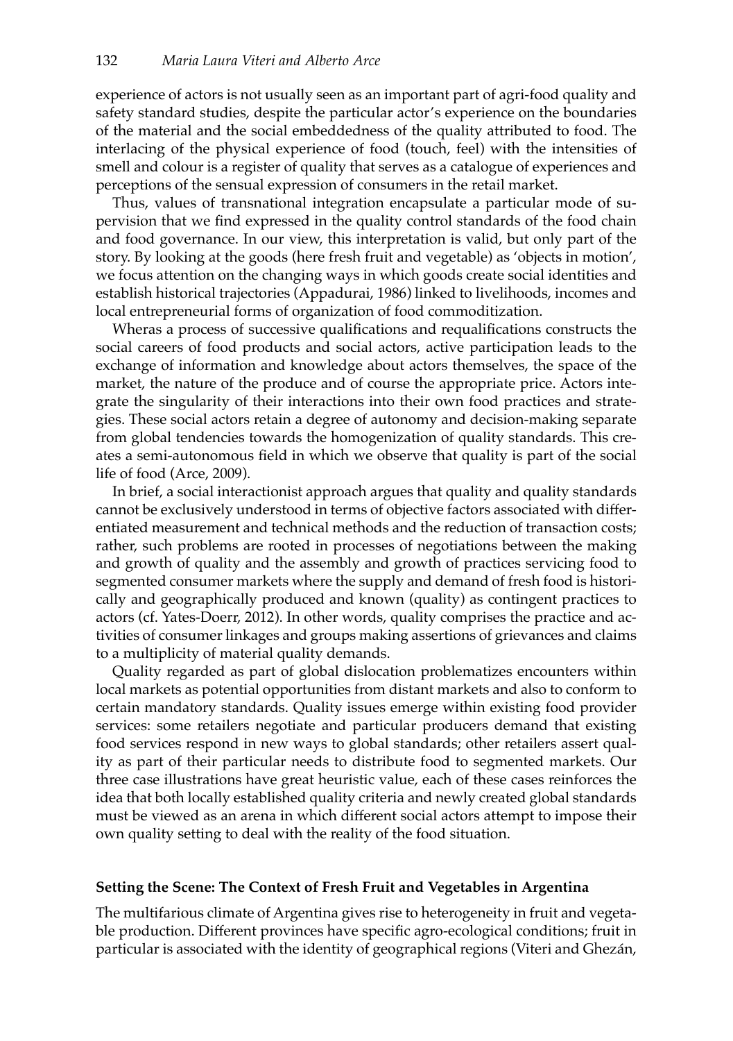experience of actors is not usually seen as an important part of agri-food quality and safety standard studies, despite the particular actor's experience on the boundaries of the material and the social embeddedness of the quality attributed to food. The interlacing of the physical experience of food (touch, feel) with the intensities of smell and colour is a register of quality that serves as a catalogue of experiences and perceptions of the sensual expression of consumers in the retail market.

Thus, values of transnational integration encapsulate a particular mode of supervision that we find expressed in the quality control standards of the food chain and food governance. In our view, this interpretation is valid, but only part of the story. By looking at the goods (here fresh fruit and vegetable) as 'objects in motion', we focus attention on the changing ways in which goods create social identities and establish historical trajectories (Appadurai, 1986) linked to livelihoods, incomes and local entrepreneurial forms of organization of food commoditization.

Wheras a process of successive qualifications and requalifications constructs the social careers of food products and social actors, active participation leads to the exchange of information and knowledge about actors themselves, the space of the market, the nature of the produce and of course the appropriate price. Actors integrate the singularity of their interactions into their own food practices and strategies. These social actors retain a degree of autonomy and decision-making separate from global tendencies towards the homogenization of quality standards. This creates a semi-autonomous field in which we observe that quality is part of the social life of food (Arce, 2009).

In brief, a social interactionist approach argues that quality and quality standards cannot be exclusively understood in terms of objective factors associated with differentiated measurement and technical methods and the reduction of transaction costs; rather, such problems are rooted in processes of negotiations between the making and growth of quality and the assembly and growth of practices servicing food to segmented consumer markets where the supply and demand of fresh food is historically and geographically produced and known (quality) as contingent practices to actors (cf. Yates-Doerr, 2012). In other words, quality comprises the practice and activities of consumer linkages and groups making assertions of grievances and claims to a multiplicity of material quality demands.

Quality regarded as part of global dislocation problematizes encounters within local markets as potential opportunities from distant markets and also to conform to certain mandatory standards. Quality issues emerge within existing food provider services: some retailers negotiate and particular producers demand that existing food services respond in new ways to global standards; other retailers assert quality as part of their particular needs to distribute food to segmented markets. Our three case illustrations have great heuristic value, each of these cases reinforces the idea that both locally established quality criteria and newly created global standards must be viewed as an arena in which different social actors attempt to impose their own quality setting to deal with the reality of the food situation.

## Setting the Scene: The Context of Fresh Fruit and Vegetables in Argentina

The multifarious climate of Argentina gives rise to heterogeneity in fruit and vegetable production. Different provinces have specific agro-ecological conditions; fruit in particular is associated with the identity of geographical regions (Viteri and Ghezán,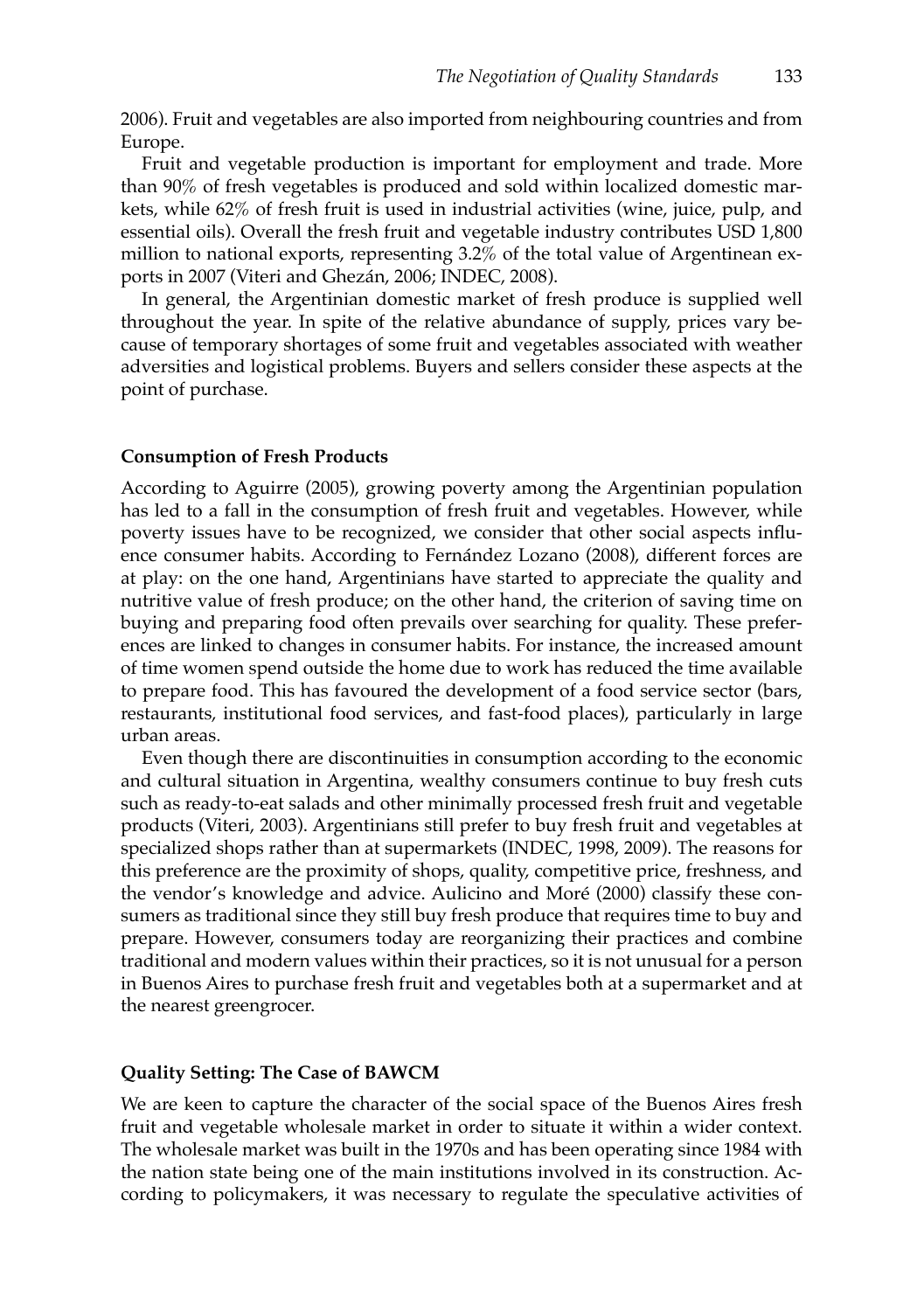2006). Fruit and vegetables are also imported from neighbouring countries and from Europe.

Fruit and vegetable production is important for employment and trade. More than 90% of fresh vegetables is produced and sold within localized domestic markets, while 62% of fresh fruit is used in industrial activities (wine, juice, pulp, and essential oils). Overall the fresh fruit and vegetable industry contributes USD 1,800 million to national exports, representing 3.2% of the total value of Argentinean exports in 2007 (Viteri and Ghezán, 2006; INDEC, 2008).

In general, the Argentinian domestic market of fresh produce is supplied well throughout the year. In spite of the relative abundance of supply, prices vary because of temporary shortages of some fruit and vegetables associated with weather adversities and logistical problems. Buyers and sellers consider these aspects at the point of purchase.

### Consumption of Fresh Products

According to Aguirre (2005), growing poverty among the Argentinian population has led to a fall in the consumption of fresh fruit and vegetables. However, while poverty issues have to be recognized, we consider that other social aspects influence consumer habits. According to Fernández Lozano (2008), different forces are at play: on the one hand, Argentinians have started to appreciate the quality and nutritive value of fresh produce; on the other hand, the criterion of saving time on buying and preparing food often prevails over searching for quality. These preferences are linked to changes in consumer habits. For instance, the increased amount of time women spend outside the home due to work has reduced the time available to prepare food. This has favoured the development of a food service sector (bars, restaurants, institutional food services, and fast-food places), particularly in large urban areas.

Even though there are discontinuities in consumption according to the economic and cultural situation in Argentina, wealthy consumers continue to buy fresh cuts such as ready-to-eat salads and other minimally processed fresh fruit and vegetable products (Viteri, 2003). Argentinians still prefer to buy fresh fruit and vegetables at specialized shops rather than at supermarkets (INDEC, 1998, 2009). The reasons for this preference are the proximity of shops, quality, competitive price, freshness, and the vendor's knowledge and advice. Aulicino and Moré (2000) classify these consumers as traditional since they still buy fresh produce that requires time to buy and prepare. However, consumers today are reorganizing their practices and combine traditional and modern values within their practices, so it is not unusual for a person in Buenos Aires to purchase fresh fruit and vegetables both at a supermarket and at the nearest greengrocer.

### Quality Setting: The Case of BAWCM

We are keen to capture the character of the social space of the Buenos Aires fresh fruit and vegetable wholesale market in order to situate it within a wider context. The wholesale market was built in the 1970s and has been operating since 1984 with the nation state being one of the main institutions involved in its construction. According to policymakers, it was necessary to regulate the speculative activities of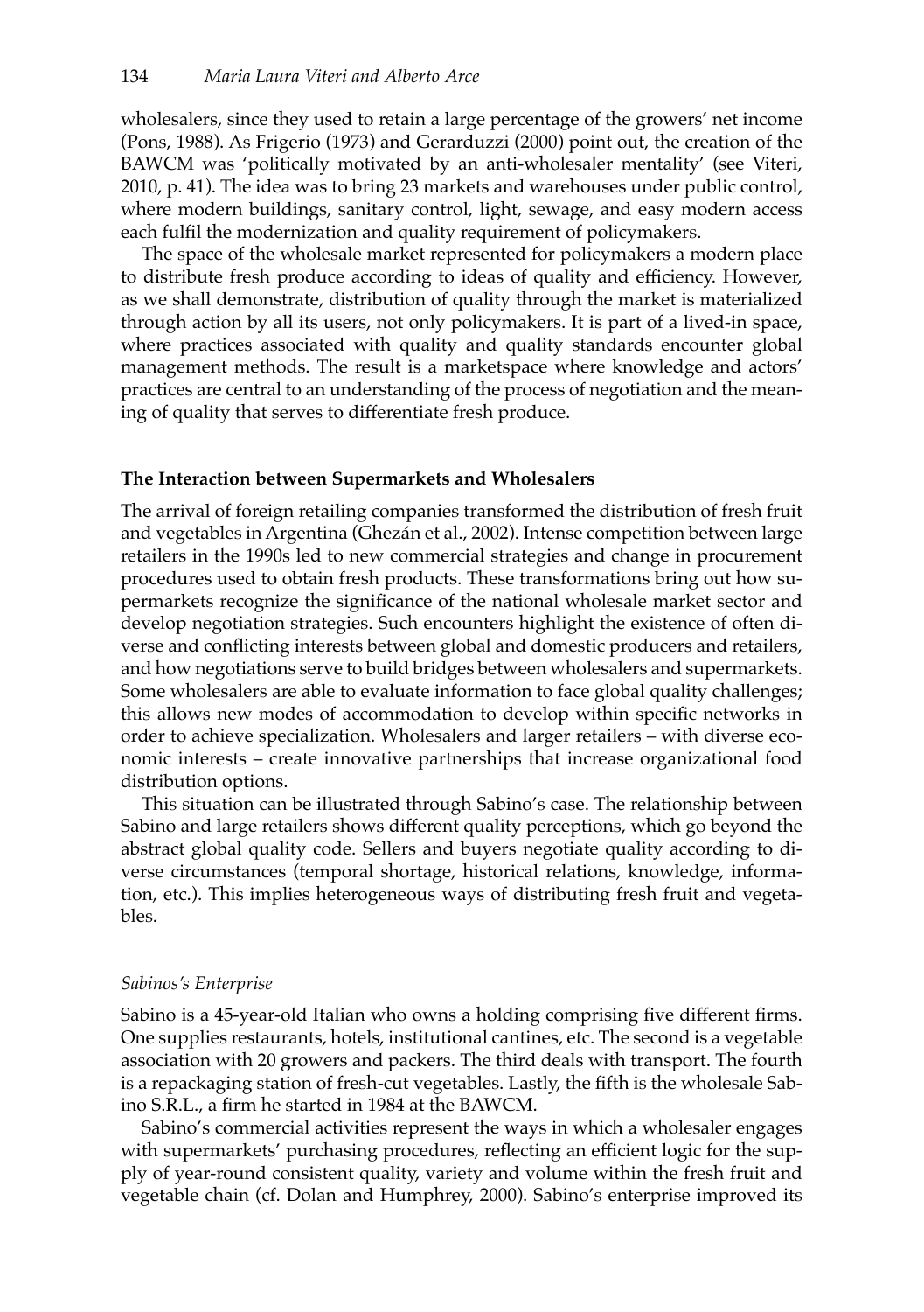wholesalers, since they used to retain a large percentage of the growers' net income (Pons, 1988). As Frigerio (1973) and Gerarduzzi (2000) point out, the creation of the BAWCM was 'politically motivated by an anti-wholesaler mentality' (see Viteri, 2010, p. 41). The idea was to bring 23 markets and warehouses under public control, where modern buildings, sanitary control, light, sewage, and easy modern access each fulfil the modernization and quality requirement of policymakers.

The space of the wholesale market represented for policymakers a modern place to distribute fresh produce according to ideas of quality and efficiency. However, as we shall demonstrate, distribution of quality through the market is materialized through action by all its users, not only policymakers. It is part of a lived-in space, where practices associated with quality and quality standards encounter global management methods. The result is a marketspace where knowledge and actors' practices are central to an understanding of the process of negotiation and the meaning of quality that serves to differentiate fresh produce.

## The Interaction between Supermarkets and Wholesalers

The arrival of foreign retailing companies transformed the distribution of fresh fruit and vegetables in Argentina (Ghezán et al., 2002). Intense competition between large retailers in the 1990s led to new commercial strategies and change in procurement procedures used to obtain fresh products. These transformations bring out how supermarkets recognize the significance of the national wholesale market sector and develop negotiation strategies. Such encounters highlight the existence of often diverse and conflicting interests between global and domestic producers and retailers, and how negotiations serve to build bridges between wholesalers and supermarkets. Some wholesalers are able to evaluate information to face global quality challenges; this allows new modes of accommodation to develop within specific networks in order to achieve specialization. Wholesalers and larger retailers – with diverse economic interests – create innovative partnerships that increase organizational food distribution options.

This situation can be illustrated through Sabino's case. The relationship between Sabino and large retailers shows different quality perceptions, which go beyond the abstract global quality code. Sellers and buyers negotiate quality according to diverse circumstances (temporal shortage, historical relations, knowledge, information, etc.). This implies heterogeneous ways of distributing fresh fruit and vegetables.

### *Sabinos's Enterprise*

Sabino is a 45-year-old Italian who owns a holding comprising five different firms. One supplies restaurants, hotels, institutional cantines, etc. The second is a vegetable association with 20 growers and packers. The third deals with transport. The fourth is a repackaging station of fresh-cut vegetables. Lastly, the fifth is the wholesale Sabino S.R.L., a firm he started in 1984 at the BAWCM.

Sabino's commercial activities represent the ways in which a wholesaler engages with supermarkets' purchasing procedures, reflecting an efficient logic for the supply of year-round consistent quality, variety and volume within the fresh fruit and vegetable chain (cf. Dolan and Humphrey, 2000). Sabino's enterprise improved its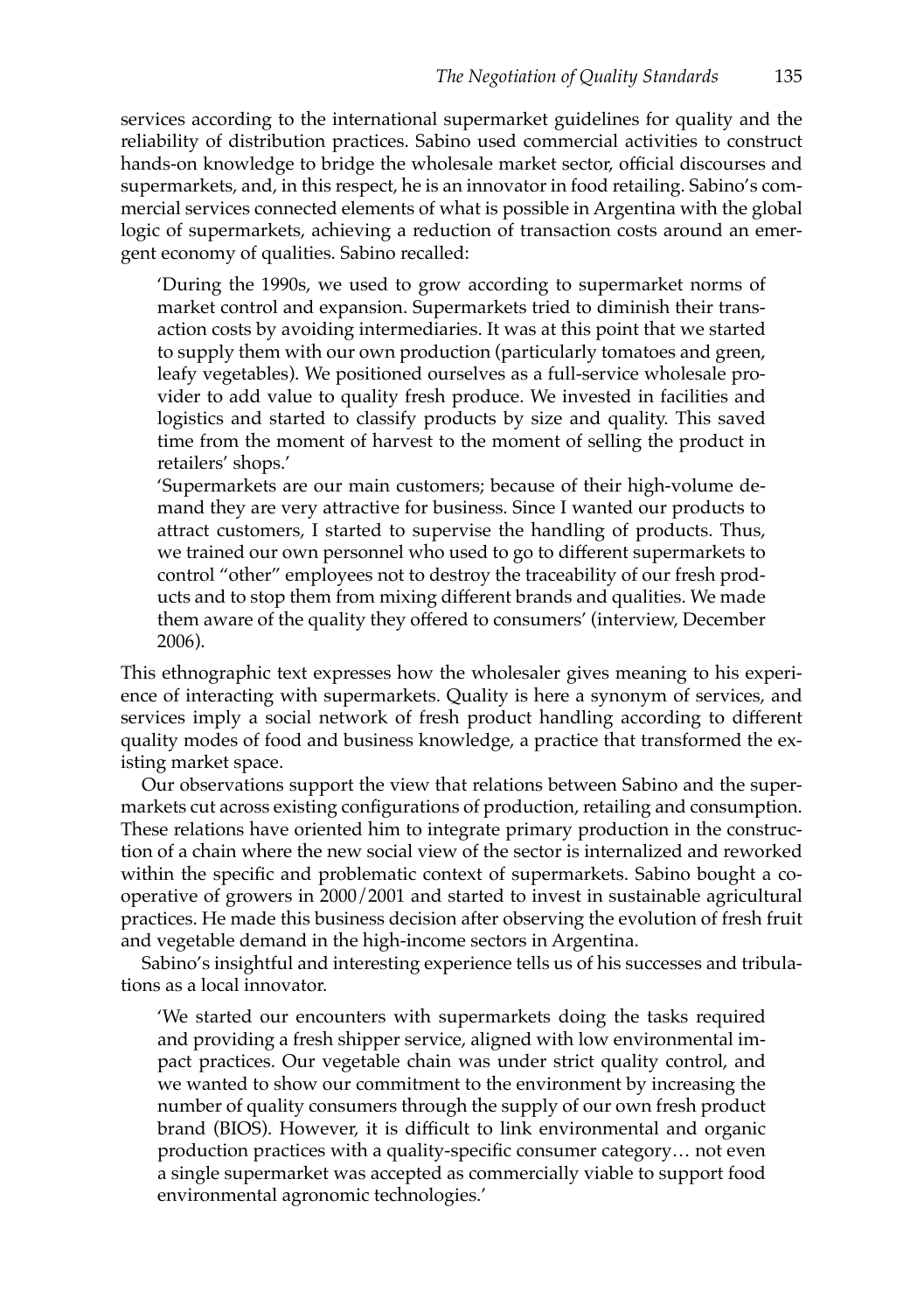services according to the international supermarket guidelines for quality and the reliability of distribution practices. Sabino used commercial activities to construct hands-on knowledge to bridge the wholesale market sector, official discourses and supermarkets, and, in this respect, he is an innovator in food retailing. Sabino's commercial services connected elements of what is possible in Argentina with the global logic of supermarkets, achieving a reduction of transaction costs around an emergent economy of qualities. Sabino recalled:

> 'During the 1990s, we used to grow according to supermarket norms of market control and expansion. Supermarkets tried to diminish their transaction costs by avoiding intermediaries. It was at this point that we started to supply them with our own production (particularly tomatoes and green, leafy vegetables). We positioned ourselves as a full-service wholesale provider to add value to quality fresh produce. We invested in facilities and logistics and started to classify products by size and quality. This saved time from the moment of harvest to the moment of selling the product in retailers' shops.'
>
> 'Supermarkets are our main customers; because of their high-volume demand they are very attractive for business. Since I wanted our products to attract customers, I started to supervise the handling of products. Thus, we trained our own personnel who used to go to different supermarkets to control "other" employees not to destroy the traceability of our fresh products and to stop them from mixing different brands and qualities. We made them aware of the quality they offered to consumers' (interview, December 2006).

This ethnographic text expresses how the wholesaler gives meaning to his experience of interacting with supermarkets. Quality is here a synonym of services, and services imply a social network of fresh product handling according to different quality modes of food and business knowledge, a practice that transformed the existing market space.

Our observations support the view that relations between Sabino and the supermarkets cut across existing configurations of production, retailing and consumption. These relations have oriented him to integrate primary production in the construction of a chain where the new social view of the sector is internalized and reworked within the specific and problematic context of supermarkets. Sabino bought a cooperative of growers in 2000/2001 and started to invest in sustainable agricultural practices. He made this business decision after observing the evolution of fresh fruit and vegetable demand in the high-income sectors in Argentina.

Sabino's insightful and interesting experience tells us of his successes and tribulations as a local innovator.

> 'We started our encounters with supermarkets doing the tasks required and providing a fresh shipper service, aligned with low environmental impact practices. Our vegetable chain was under strict quality control, and we wanted to show our commitment to the environment by increasing the number of quality consumers through the supply of our own fresh product brand (BIOS). However, it is difficult to link environmental and organic production practices with a quality-specific consumer category… not even a single supermarket was accepted as commercially viable to support food environmental agronomic technologies.'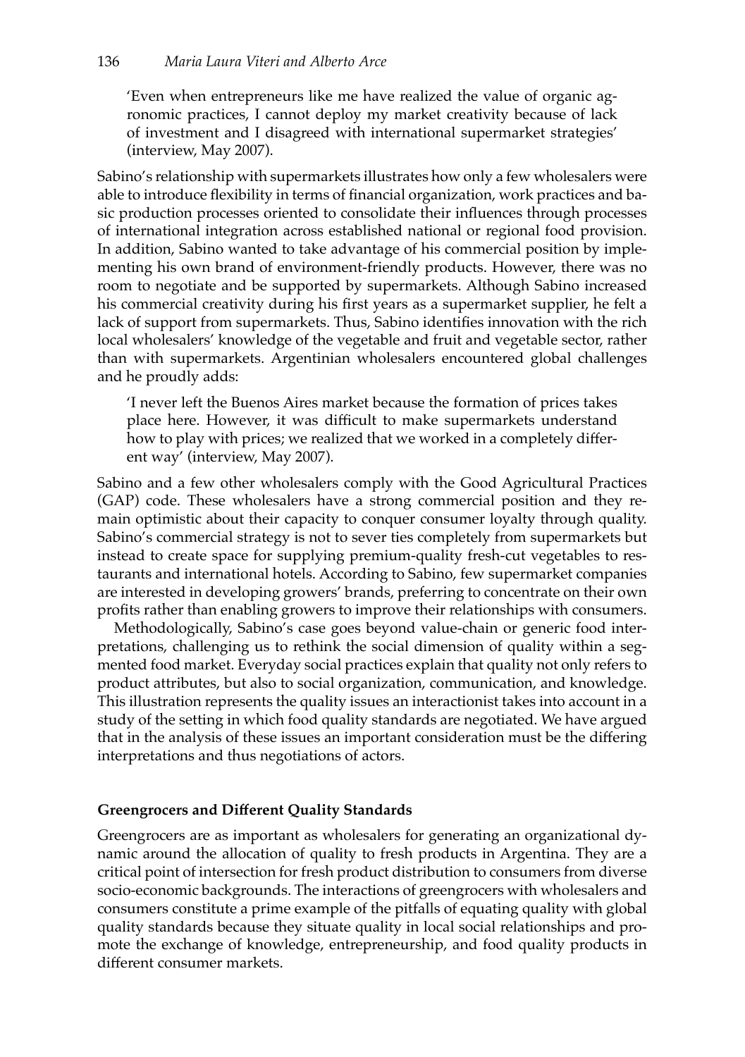> 'Even when entrepreneurs like me have realized the value of organic agronomic practices, I cannot deploy my market creativity because of lack of investment and I disagreed with international supermarket strategies' (interview, May 2007).

Sabino's relationship with supermarkets illustrates how only a few wholesalers were able to introduce flexibility in terms of financial organization, work practices and basic production processes oriented to consolidate their influences through processes of international integration across established national or regional food provision. In addition, Sabino wanted to take advantage of his commercial position by implementing his own brand of environment-friendly products. However, there was no room to negotiate and be supported by supermarkets. Although Sabino increased his commercial creativity during his first years as a supermarket supplier, he felt a lack of support from supermarkets. Thus, Sabino identifies innovation with the rich local wholesalers' knowledge of the vegetable and fruit and vegetable sector, rather than with supermarkets. Argentinian wholesalers encountered global challenges and he proudly adds:

> 'I never left the Buenos Aires market because the formation of prices takes place here. However, it was difficult to make supermarkets understand how to play with prices; we realized that we worked in a completely different way' (interview, May 2007).

Sabino and a few other wholesalers comply with the Good Agricultural Practices (GAP) code. These wholesalers have a strong commercial position and they remain optimistic about their capacity to conquer consumer loyalty through quality. Sabino's commercial strategy is not to sever ties completely from supermarkets but instead to create space for supplying premium-quality fresh-cut vegetables to restaurants and international hotels. According to Sabino, few supermarket companies are interested in developing growers' brands, preferring to concentrate on their own profits rather than enabling growers to improve their relationships with consumers.

Methodologically, Sabino's case goes beyond value-chain or generic food interpretations, challenging us to rethink the social dimension of quality within a segmented food market. Everyday social practices explain that quality not only refers to product attributes, but also to social organization, communication, and knowledge. This illustration represents the quality issues an interactionist takes into account in a study of the setting in which food quality standards are negotiated. We have argued that in the analysis of these issues an important consideration must be the differing interpretations and thus negotiations of actors.

### Greengrocers and Different Quality Standards

Greengrocers are as important as wholesalers for generating an organizational dynamic around the allocation of quality to fresh products in Argentina. They are a critical point of intersection for fresh product distribution to consumers from diverse socio-economic backgrounds. The interactions of greengrocers with wholesalers and consumers constitute a prime example of the pitfalls of equating quality with global quality standards because they situate quality in local social relationships and promote the exchange of knowledge, entrepreneurship, and food quality products in different consumer markets.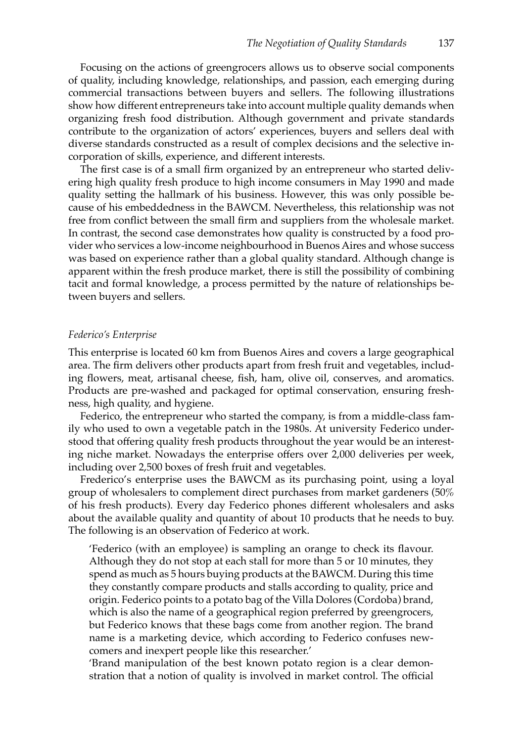Focusing on the actions of greengrocers allows us to observe social components of quality, including knowledge, relationships, and passion, each emerging during commercial transactions between buyers and sellers. The following illustrations show how different entrepreneurs take into account multiple quality demands when organizing fresh food distribution. Although government and private standards contribute to the organization of actors' experiences, buyers and sellers deal with diverse standards constructed as a result of complex decisions and the selective incorporation of skills, experience, and different interests.

The first case is of a small firm organized by an entrepreneur who started delivering high quality fresh produce to high income consumers in May 1990 and made quality setting the hallmark of his business. However, this was only possible because of his embeddedness in the BAWCM. Nevertheless, this relationship was not free from conflict between the small firm and suppliers from the wholesale market. In contrast, the second case demonstrates how quality is constructed by a food provider who services a low-income neighbourhood in Buenos Aires and whose success was based on experience rather than a global quality standard. Although change is apparent within the fresh produce market, there is still the possibility of combining tacit and formal knowledge, a process permitted by the nature of relationships between buyers and sellers.

*Federico's Enterprise*

This enterprise is located 60 km from Buenos Aires and covers a large geographical area. The firm delivers other products apart from fresh fruit and vegetables, including flowers, meat, artisanal cheese, fish, ham, olive oil, conserves, and aromatics. Products are pre-washed and packaged for optimal conservation, ensuring freshness, high quality, and hygiene.

Federico, the entrepreneur who started the company, is from a middle-class family who used to own a vegetable patch in the 1980s. At university Federico understood that offering quality fresh products throughout the year would be an interesting niche market. Nowadays the enterprise offers over 2,000 deliveries per week, including over 2,500 boxes of fresh fruit and vegetables.

Frederico's enterprise uses the BAWCM as its purchasing point, using a loyal group of wholesalers to complement direct purchases from market gardeners (50% of his fresh products). Every day Federico phones different wholesalers and asks about the available quality and quantity of about 10 products that he needs to buy. The following is an observation of Federico at work.

> 'Federico (with an employee) is sampling an orange to check its flavour. Although they do not stop at each stall for more than 5 or 10 minutes, they spend as much as 5 hours buying products at the BAWCM. During this time they constantly compare products and stalls according to quality, price and origin. Federico points to a potato bag of the Villa Dolores (Cordoba) brand, which is also the name of a geographical region preferred by greengrocers, but Federico knows that these bags come from another region. The brand name is a marketing device, which according to Federico confuses newcomers and inexpert people like this researcher.'
>
> 'Brand manipulation of the best known potato region is a clear demonstration that a notion of quality is involved in market control. The official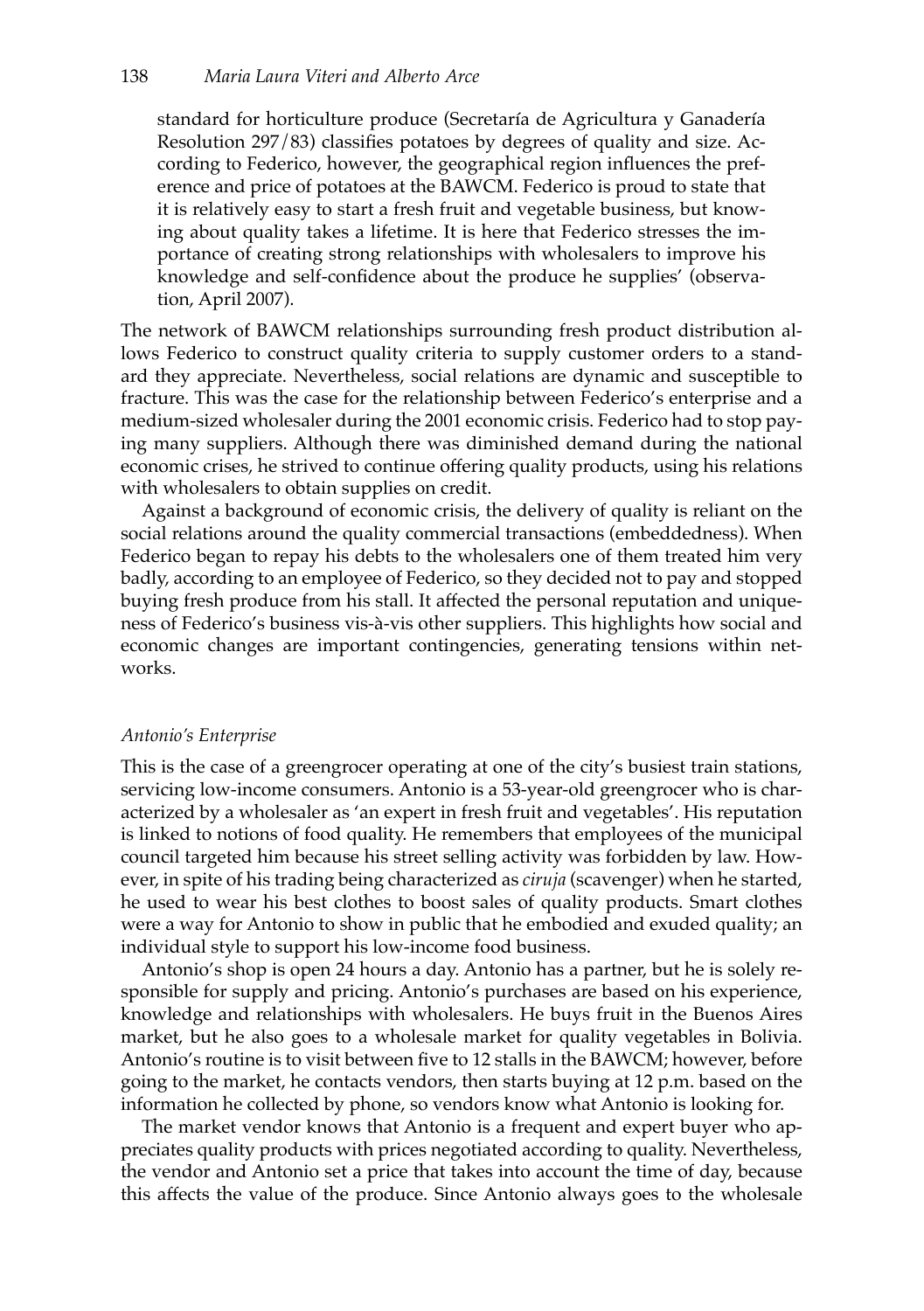standard for horticulture produce (Secretaría de Agricultura y Ganadería Resolution 297/83) classifies potatoes by degrees of quality and size. According to Federico, however, the geographical region influences the preference and price of potatoes at the BAWCM. Federico is proud to state that it is relatively easy to start a fresh fruit and vegetable business, but knowing about quality takes a lifetime. It is here that Federico stresses the importance of creating strong relationships with wholesalers to improve his knowledge and self-confidence about the produce he supplies' (observation, April 2007).

The network of BAWCM relationships surrounding fresh product distribution allows Federico to construct quality criteria to supply customer orders to a standard they appreciate. Nevertheless, social relations are dynamic and susceptible to fracture. This was the case for the relationship between Federico's enterprise and a medium-sized wholesaler during the 2001 economic crisis. Federico had to stop paying many suppliers. Although there was diminished demand during the national economic crises, he strived to continue offering quality products, using his relations with wholesalers to obtain supplies on credit.

Against a background of economic crisis, the delivery of quality is reliant on the social relations around the quality commercial transactions (embeddedness). When Federico began to repay his debts to the wholesalers one of them treated him very badly, according to an employee of Federico, so they decided not to pay and stopped buying fresh produce from his stall. It affected the personal reputation and uniqueness of Federico's business vis-à-vis other suppliers. This highlights how social and economic changes are important contingencies, generating tensions within networks.

### *Antonio's Enterprise*

This is the case of a greengrocer operating at one of the city's busiest train stations, servicing low-income consumers. Antonio is a 53-year-old greengrocer who is characterized by a wholesaler as 'an expert in fresh fruit and vegetables'. His reputation is linked to notions of food quality. He remembers that employees of the municipal council targeted him because his street selling activity was forbidden by law. However, in spite of his trading being characterized as *ciruja* (scavenger) when he started, he used to wear his best clothes to boost sales of quality products. Smart clothes were a way for Antonio to show in public that he embodied and exuded quality; an individual style to support his low-income food business.

Antonio's shop is open 24 hours a day. Antonio has a partner, but he is solely responsible for supply and pricing. Antonio's purchases are based on his experience, knowledge and relationships with wholesalers. He buys fruit in the Buenos Aires market, but he also goes to a wholesale market for quality vegetables in Bolivia. Antonio's routine is to visit between five to 12 stalls in the BAWCM; however, before going to the market, he contacts vendors, then starts buying at 12 p.m. based on the information he collected by phone, so vendors know what Antonio is looking for.

The market vendor knows that Antonio is a frequent and expert buyer who appreciates quality products with prices negotiated according to quality. Nevertheless, the vendor and Antonio set a price that takes into account the time of day, because this affects the value of the produce. Since Antonio always goes to the wholesale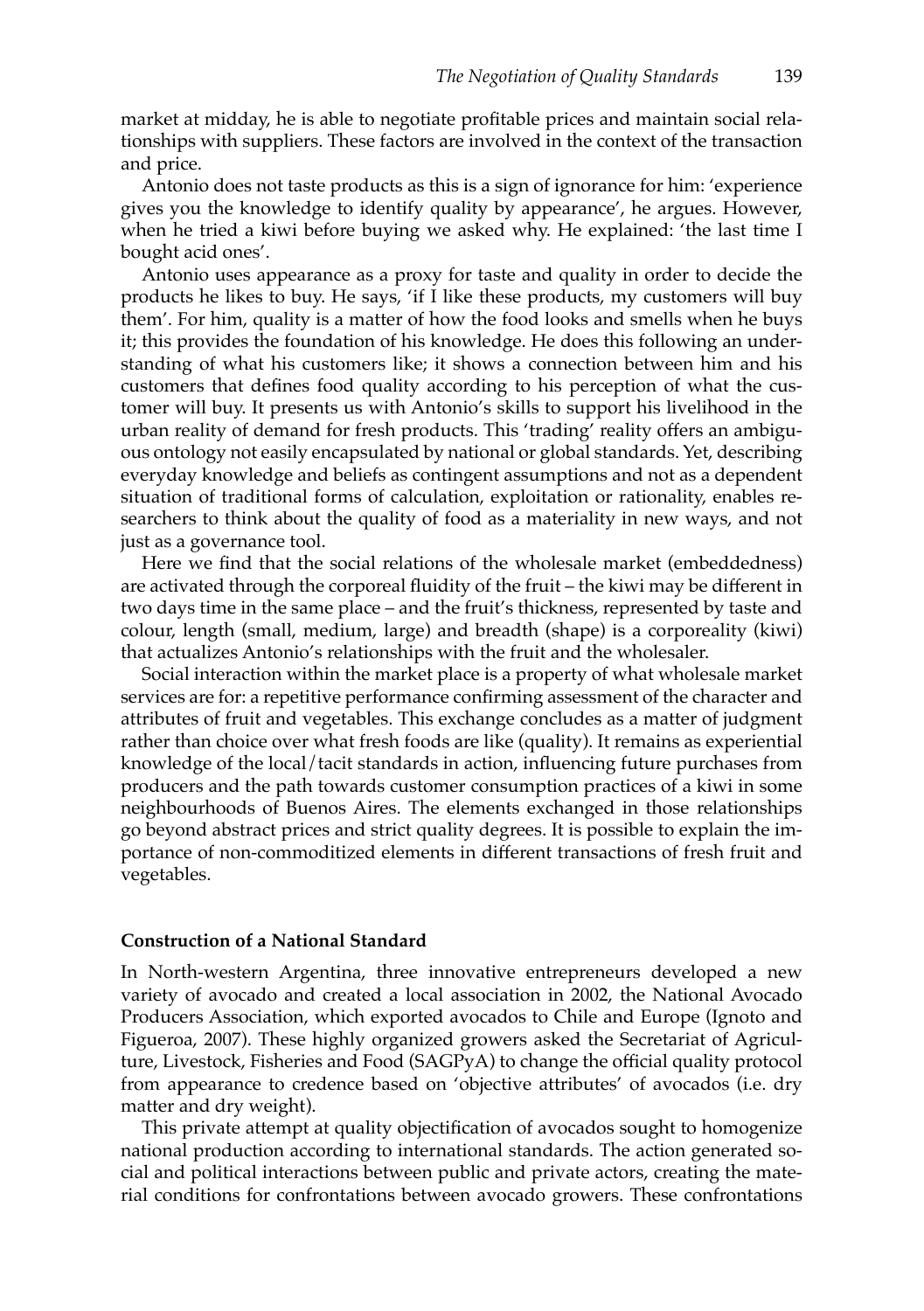market at midday, he is able to negotiate profitable prices and maintain social relationships with suppliers. These factors are involved in the context of the transaction and price.

Antonio does not taste products as this is a sign of ignorance for him: 'experience gives you the knowledge to identify quality by appearance', he argues. However, when he tried a kiwi before buying we asked why. He explained: 'the last time I bought acid ones'.

Antonio uses appearance as a proxy for taste and quality in order to decide the products he likes to buy. He says, 'if I like these products, my customers will buy them'. For him, quality is a matter of how the food looks and smells when he buys it; this provides the foundation of his knowledge. He does this following an understanding of what his customers like; it shows a connection between him and his customers that defines food quality according to his perception of what the customer will buy. It presents us with Antonio's skills to support his livelihood in the urban reality of demand for fresh products. This 'trading' reality offers an ambiguous ontology not easily encapsulated by national or global standards. Yet, describing everyday knowledge and beliefs as contingent assumptions and not as a dependent situation of traditional forms of calculation, exploitation or rationality, enables researchers to think about the quality of food as a materiality in new ways, and not just as a governance tool.

Here we find that the social relations of the wholesale market (embeddedness) are activated through the corporeal fluidity of the fruit – the kiwi may be different in two days time in the same place – and the fruit's thickness, represented by taste and colour, length (small, medium, large) and breadth (shape) is a corporeality (kiwi) that actualizes Antonio's relationships with the fruit and the wholesaler.

Social interaction within the market place is a property of what wholesale market services are for: a repetitive performance confirming assessment of the character and attributes of fruit and vegetables. This exchange concludes as a matter of judgment rather than choice over what fresh foods are like (quality). It remains as experiential knowledge of the local/tacit standards in action, influencing future purchases from producers and the path towards customer consumption practices of a kiwi in some neighbourhoods of Buenos Aires. The elements exchanged in those relationships go beyond abstract prices and strict quality degrees. It is possible to explain the importance of non-commoditized elements in different transactions of fresh fruit and vegetables.

## Construction of a National Standard

In North-western Argentina, three innovative entrepreneurs developed a new variety of avocado and created a local association in 2002, the National Avocado Producers Association, which exported avocados to Chile and Europe (Ignoto and Figueroa, 2007). These highly organized growers asked the Secretariat of Agriculture, Livestock, Fisheries and Food (SAGPyA) to change the official quality protocol from appearance to credence based on 'objective attributes' of avocados (i.e. dry matter and dry weight).

This private attempt at quality objectification of avocados sought to homogenize national production according to international standards. The action generated social and political interactions between public and private actors, creating the material conditions for confrontations between avocado growers. These confrontations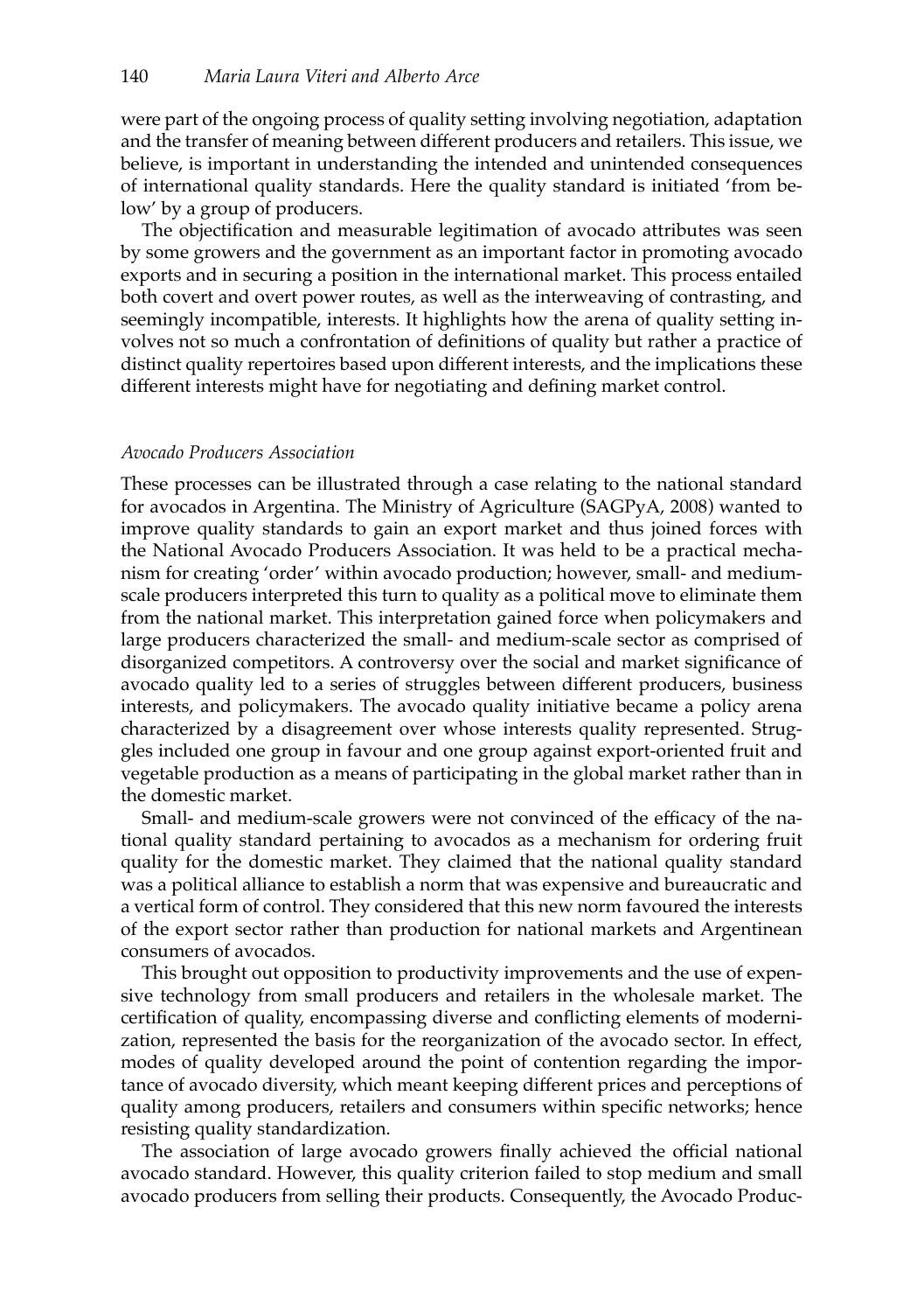were part of the ongoing process of quality setting involving negotiation, adaptation and the transfer of meaning between different producers and retailers. This issue, we believe, is important in understanding the intended and unintended consequences of international quality standards. Here the quality standard is initiated 'from below' by a group of producers.

The objectification and measurable legitimation of avocado attributes was seen by some growers and the government as an important factor in promoting avocado exports and in securing a position in the international market. This process entailed both covert and overt power routes, as well as the interweaving of contrasting, and seemingly incompatible, interests. It highlights how the arena of quality setting involves not so much a confrontation of definitions of quality but rather a practice of distinct quality repertoires based upon different interests, and the implications these different interests might have for negotiating and defining market control.

### *Avocado Producers Association*

These processes can be illustrated through a case relating to the national standard for avocados in Argentina. The Ministry of Agriculture (SAGPyA, 2008) wanted to improve quality standards to gain an export market and thus joined forces with the National Avocado Producers Association. It was held to be a practical mechanism for creating 'order' within avocado production; however, small- and medium-scale producers interpreted this turn to quality as a political move to eliminate them from the national market. This interpretation gained force when policymakers and large producers characterized the small- and medium-scale sector as comprised of disorganized competitors. A controversy over the social and market significance of avocado quality led to a series of struggles between different producers, business interests, and policymakers. The avocado quality initiative became a policy arena characterized by a disagreement over whose interests quality represented. Struggles included one group in favour and one group against export-oriented fruit and vegetable production as a means of participating in the global market rather than in the domestic market.

Small- and medium-scale growers were not convinced of the efficacy of the national quality standard pertaining to avocados as a mechanism for ordering fruit quality for the domestic market. They claimed that the national quality standard was a political alliance to establish a norm that was expensive and bureaucratic and a vertical form of control. They considered that this new norm favoured the interests of the export sector rather than production for national markets and Argentinean consumers of avocados.

This brought out opposition to productivity improvements and the use of expensive technology from small producers and retailers in the wholesale market. The certification of quality, encompassing diverse and conflicting elements of modernization, represented the basis for the reorganization of the avocado sector. In effect, modes of quality developed around the point of contention regarding the importance of avocado diversity, which meant keeping different prices and perceptions of quality among producers, retailers and consumers within specific networks; hence resisting quality standardization.

The association of large avocado growers finally achieved the official national avocado standard. However, this quality criterion failed to stop medium and small avocado producers from selling their products. Consequently, the Avocado Produc-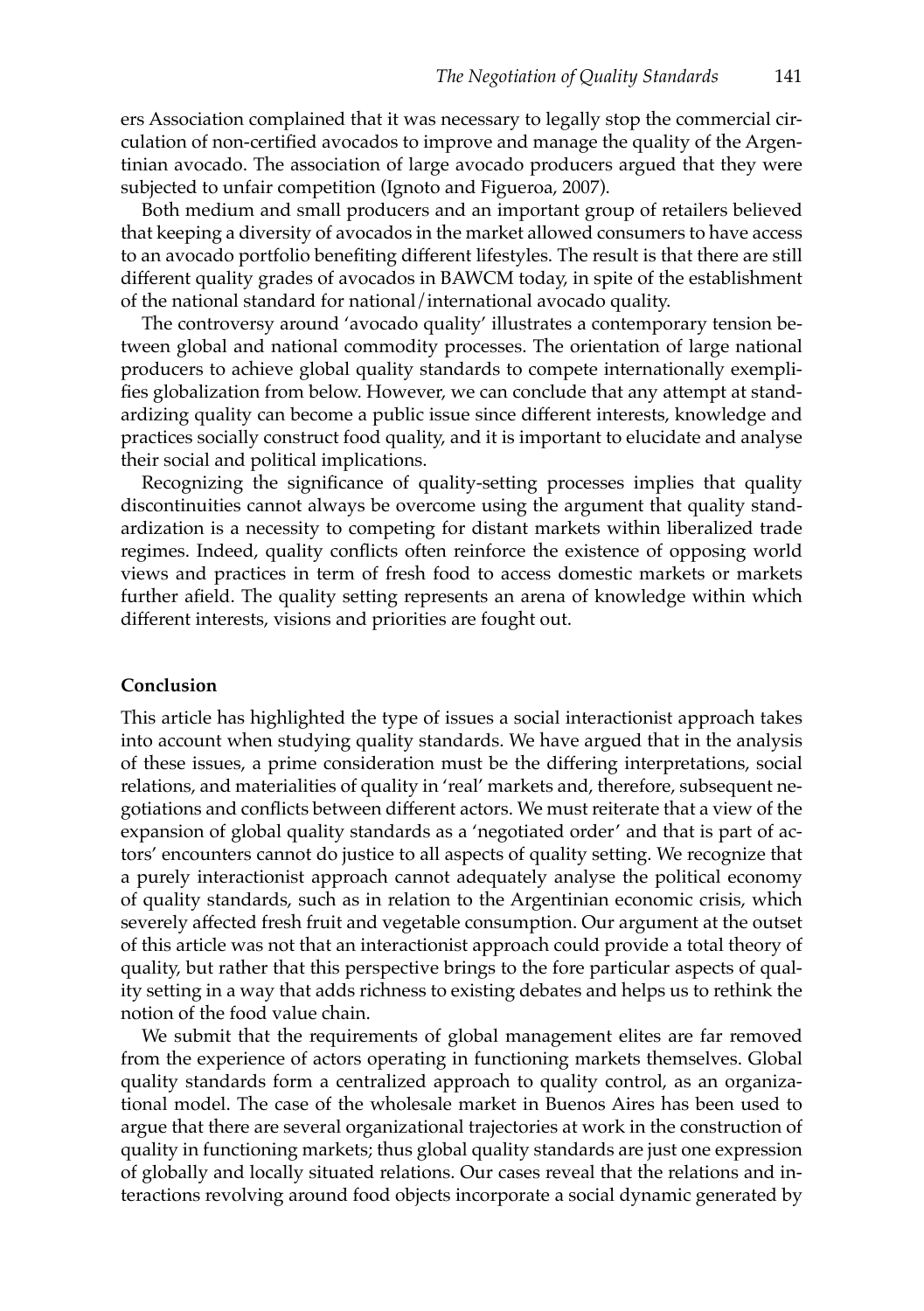ers Association complained that it was necessary to legally stop the commercial circulation of non-certified avocados to improve and manage the quality of the Argentinian avocado. The association of large avocado producers argued that they were subjected to unfair competition (Ignoto and Figueroa, 2007).

Both medium and small producers and an important group of retailers believed that keeping a diversity of avocados in the market allowed consumers to have access to an avocado portfolio benefiting different lifestyles. The result is that there are still different quality grades of avocados in BAWCM today, in spite of the establishment of the national standard for national/international avocado quality.

The controversy around 'avocado quality' illustrates a contemporary tension between global and national commodity processes. The orientation of large national producers to achieve global quality standards to compete internationally exemplifies globalization from below. However, we can conclude that any attempt at standardizing quality can become a public issue since different interests, knowledge and practices socially construct food quality, and it is important to elucidate and analyse their social and political implications.

Recognizing the significance of quality-setting processes implies that quality discontinuities cannot always be overcome using the argument that quality standardization is a necessity to competing for distant markets within liberalized trade regimes. Indeed, quality conflicts often reinforce the existence of opposing world views and practices in term of fresh food to access domestic markets or markets further afield. The quality setting represents an arena of knowledge within which different interests, visions and priorities are fought out.

## Conclusion

This article has highlighted the type of issues a social interactionist approach takes into account when studying quality standards. We have argued that in the analysis of these issues, a prime consideration must be the differing interpretations, social relations, and materialities of quality in 'real' markets and, therefore, subsequent negotiations and conflicts between different actors. We must reiterate that a view of the expansion of global quality standards as a 'negotiated order' and that is part of actors' encounters cannot do justice to all aspects of quality setting. We recognize that a purely interactionist approach cannot adequately analyse the political economy of quality standards, such as in relation to the Argentinian economic crisis, which severely affected fresh fruit and vegetable consumption. Our argument at the outset of this article was not that an interactionist approach could provide a total theory of quality, but rather that this perspective brings to the fore particular aspects of quality setting in a way that adds richness to existing debates and helps us to rethink the notion of the food value chain.

We submit that the requirements of global management elites are far removed from the experience of actors operating in functioning markets themselves. Global quality standards form a centralized approach to quality control, as an organizational model. The case of the wholesale market in Buenos Aires has been used to argue that there are several organizational trajectories at work in the construction of quality in functioning markets; thus global quality standards are just one expression of globally and locally situated relations. Our cases reveal that the relations and interactions revolving around food objects incorporate a social dynamic generated by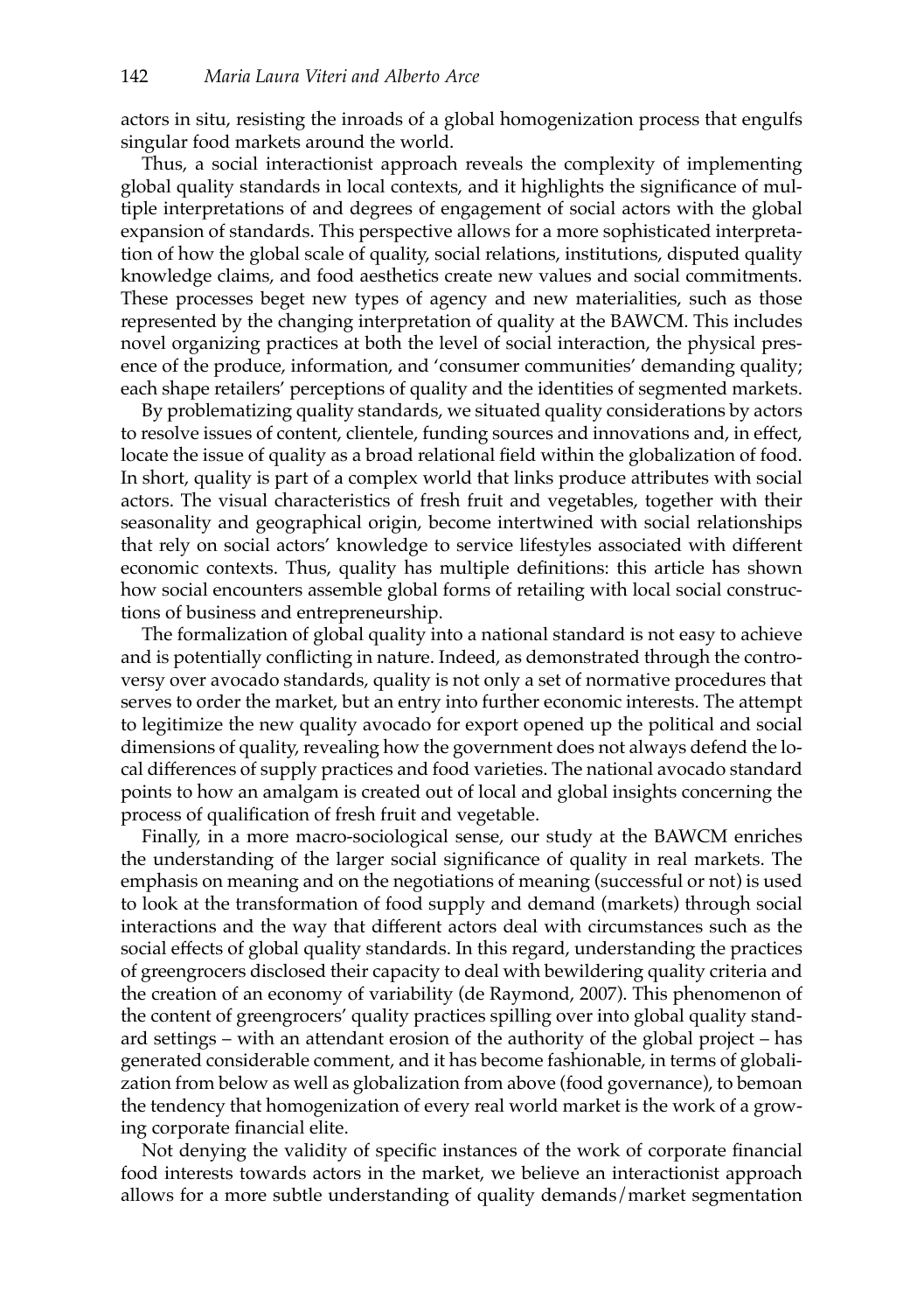actors in situ, resisting the inroads of a global homogenization process that engulfs singular food markets around the world.

Thus, a social interactionist approach reveals the complexity of implementing global quality standards in local contexts, and it highlights the significance of multiple interpretations of and degrees of engagement of social actors with the global expansion of standards. This perspective allows for a more sophisticated interpretation of how the global scale of quality, social relations, institutions, disputed quality knowledge claims, and food aesthetics create new values and social commitments. These processes beget new types of agency and new materialities, such as those represented by the changing interpretation of quality at the BAWCM. This includes novel organizing practices at both the level of social interaction, the physical presence of the produce, information, and 'consumer communities' demanding quality; each shape retailers' perceptions of quality and the identities of segmented markets.

By problematizing quality standards, we situated quality considerations by actors to resolve issues of content, clientele, funding sources and innovations and, in effect, locate the issue of quality as a broad relational field within the globalization of food. In short, quality is part of a complex world that links produce attributes with social actors. The visual characteristics of fresh fruit and vegetables, together with their seasonality and geographical origin, become intertwined with social relationships that rely on social actors' knowledge to service lifestyles associated with different economic contexts. Thus, quality has multiple definitions: this article has shown how social encounters assemble global forms of retailing with local social constructions of business and entrepreneurship.

The formalization of global quality into a national standard is not easy to achieve and is potentially conflicting in nature. Indeed, as demonstrated through the controversy over avocado standards, quality is not only a set of normative procedures that serves to order the market, but an entry into further economic interests. The attempt to legitimize the new quality avocado for export opened up the political and social dimensions of quality, revealing how the government does not always defend the local differences of supply practices and food varieties. The national avocado standard points to how an amalgam is created out of local and global insights concerning the process of qualification of fresh fruit and vegetable.

Finally, in a more macro-sociological sense, our study at the BAWCM enriches the understanding of the larger social significance of quality in real markets. The emphasis on meaning and on the negotiations of meaning (successful or not) is used to look at the transformation of food supply and demand (markets) through social interactions and the way that different actors deal with circumstances such as the social effects of global quality standards. In this regard, understanding the practices of greengrocers disclosed their capacity to deal with bewildering quality criteria and the creation of an economy of variability (de Raymond, 2007). This phenomenon of the content of greengrocers' quality practices spilling over into global quality standard settings – with an attendant erosion of the authority of the global project – has generated considerable comment, and it has become fashionable, in terms of globalization from below as well as globalization from above (food governance), to bemoan the tendency that homogenization of every real world market is the work of a growing corporate financial elite.

Not denying the validity of specific instances of the work of corporate financial food interests towards actors in the market, we believe an interactionist approach allows for a more subtle understanding of quality demands/market segmentation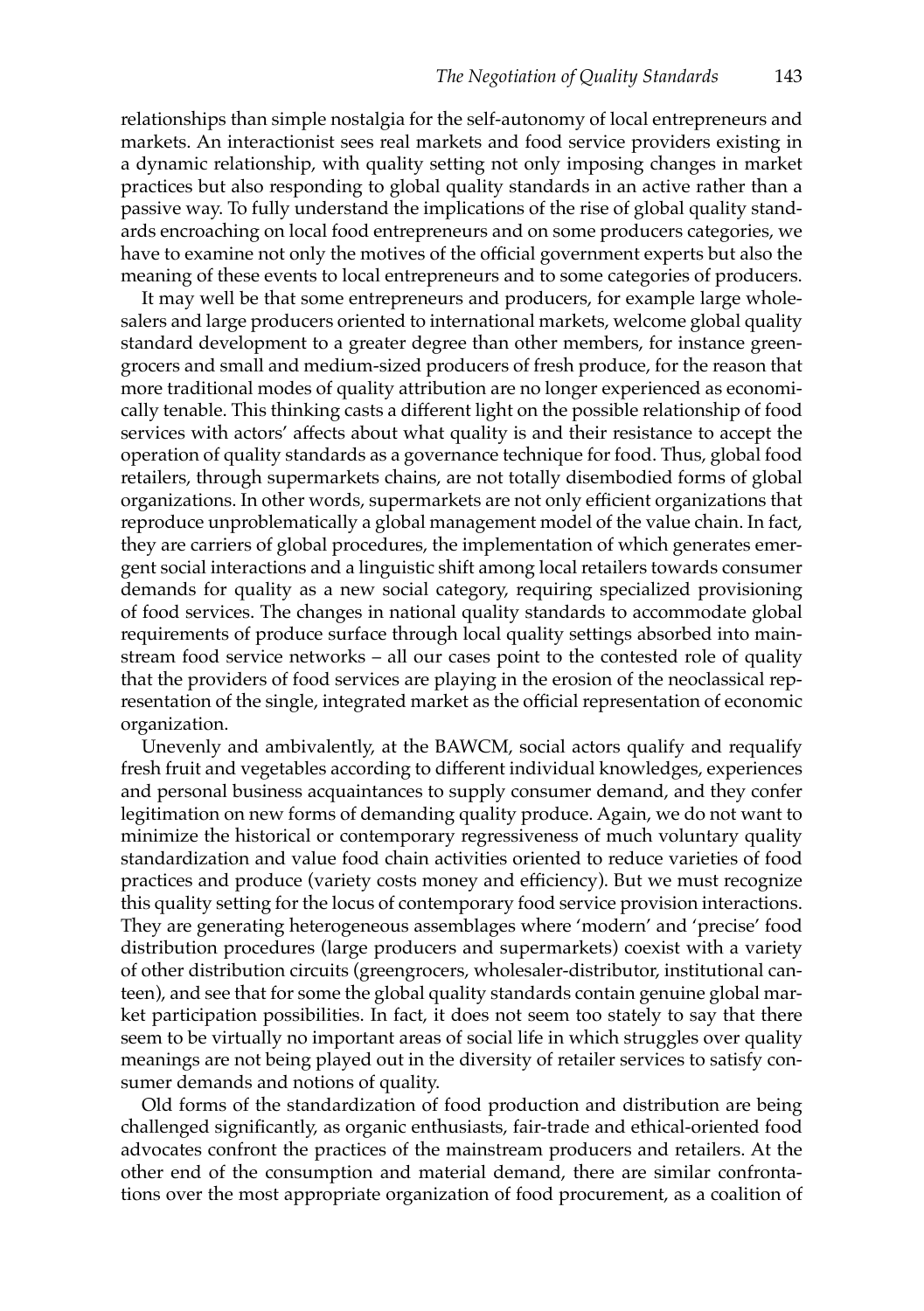relationships than simple nostalgia for the self-autonomy of local entrepreneurs and markets. An interactionist sees real markets and food service providers existing in a dynamic relationship, with quality setting not only imposing changes in market practices but also responding to global quality standards in an active rather than a passive way. To fully understand the implications of the rise of global quality standards encroaching on local food entrepreneurs and on some producers categories, we have to examine not only the motives of the official government experts but also the meaning of these events to local entrepreneurs and to some categories of producers.

It may well be that some entrepreneurs and producers, for example large wholesalers and large producers oriented to international markets, welcome global quality standard development to a greater degree than other members, for instance greengrocers and small and medium-sized producers of fresh produce, for the reason that more traditional modes of quality attribution are no longer experienced as economically tenable. This thinking casts a different light on the possible relationship of food services with actors' affects about what quality is and their resistance to accept the operation of quality standards as a governance technique for food. Thus, global food retailers, through supermarkets chains, are not totally disembodied forms of global organizations. In other words, supermarkets are not only efficient organizations that reproduce unproblematically a global management model of the value chain. In fact, they are carriers of global procedures, the implementation of which generates emergent social interactions and a linguistic shift among local retailers towards consumer demands for quality as a new social category, requiring specialized provisioning of food services. The changes in national quality standards to accommodate global requirements of produce surface through local quality settings absorbed into mainstream food service networks – all our cases point to the contested role of quality that the providers of food services are playing in the erosion of the neoclassical representation of the single, integrated market as the official representation of economic organization.

Unevenly and ambivalently, at the BAWCM, social actors qualify and requalify fresh fruit and vegetables according to different individual knowledges, experiences and personal business acquaintances to supply consumer demand, and they confer legitimation on new forms of demanding quality produce. Again, we do not want to minimize the historical or contemporary regressiveness of much voluntary quality standardization and value food chain activities oriented to reduce varieties of food practices and produce (variety costs money and efficiency). But we must recognize this quality setting for the locus of contemporary food service provision interactions. They are generating heterogeneous assemblages where 'modern' and 'precise' food distribution procedures (large producers and supermarkets) coexist with a variety of other distribution circuits (greengrocers, wholesaler-distributor, institutional canteen), and see that for some the global quality standards contain genuine global market participation possibilities. In fact, it does not seem too stately to say that there seem to be virtually no important areas of social life in which struggles over quality meanings are not being played out in the diversity of retailer services to satisfy consumer demands and notions of quality.

Old forms of the standardization of food production and distribution are being challenged significantly, as organic enthusiasts, fair-trade and ethical-oriented food advocates confront the practices of the mainstream producers and retailers. At the other end of the consumption and material demand, there are similar confrontations over the most appropriate organization of food procurement, as a coalition of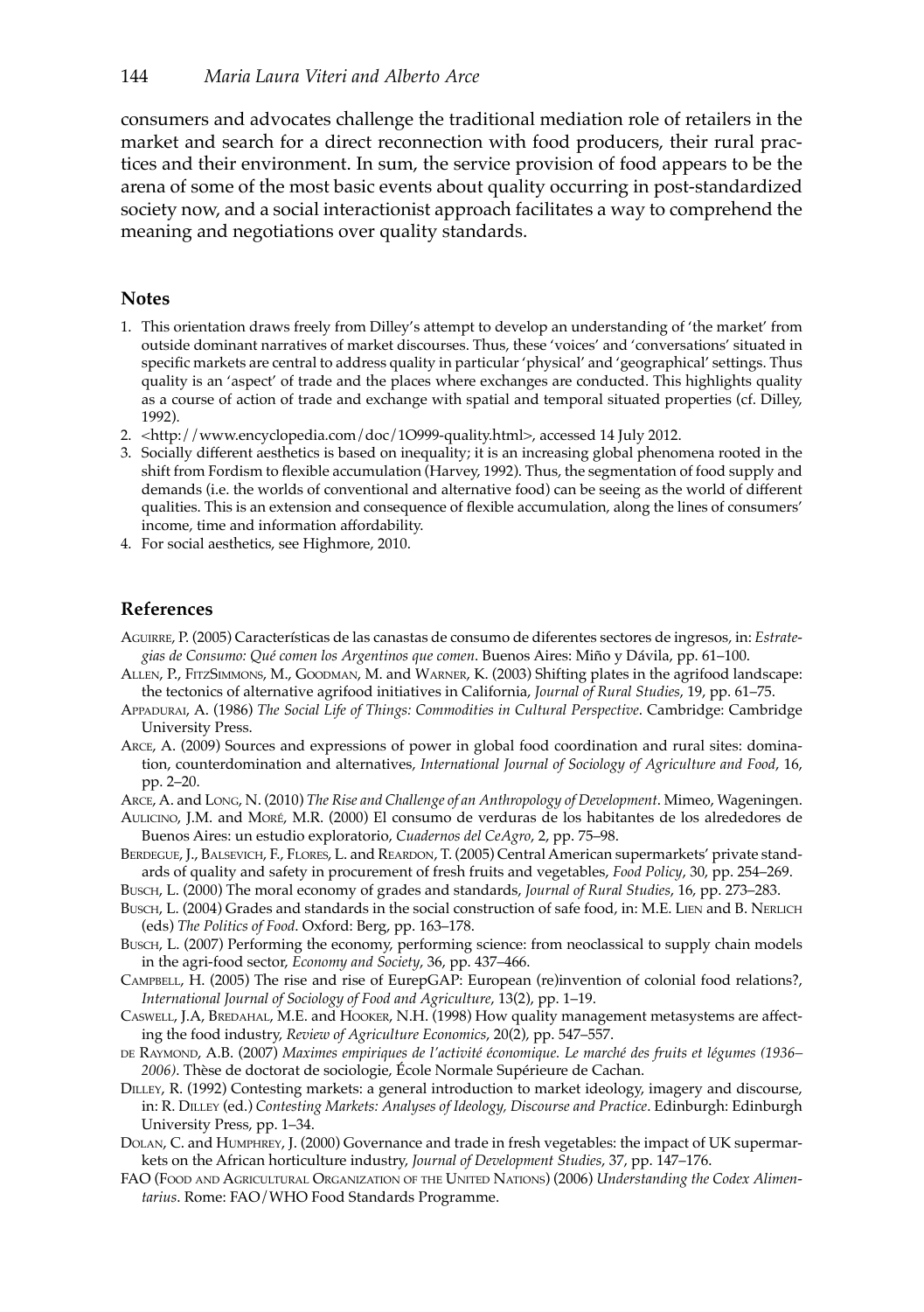consumers and advocates challenge the traditional mediation role of retailers in the market and search for a direct reconnection with food producers, their rural practices and their environment. In sum, the service provision of food appears to be the arena of some of the most basic events about quality occurring in post-standardized society now, and a social interactionist approach facilitates a way to comprehend the meaning and negotiations over quality standards.

## Notes

1. This orientation draws freely from Dilley's attempt to develop an understanding of 'the market' from outside dominant narratives of market discourses. Thus, these 'voices' and 'conversations' situated in specific markets are central to address quality in particular 'physical' and 'geographical' settings. Thus quality is an 'aspect' of trade and the places where exchanges are conducted. This highlights quality as a course of action of trade and exchange with spatial and temporal situated properties (cf. Dilley, 1992).
2. <http://www.encyclopedia.com/doc/1O999-quality.html>, accessed 14 July 2012.
3. Socially different aesthetics is based on inequality; it is an increasing global phenomena rooted in the shift from Fordism to flexible accumulation (Harvey, 1992). Thus, the segmentation of food supply and demands (i.e. the worlds of conventional and alternative food) can be seeing as the world of different qualities. This is an extension and consequence of flexible accumulation, along the lines of consumers' income, time and information affordability.
4. For social aesthetics, see Highmore, 2010.

## References

Aguirre, P. (2005) Características de las canastas de consumo de diferentes sectores de ingresos, in: *Estrategias de Consumo: Qué comen los Argentinos que comen*. Buenos Aires: Miño y Dávila, pp. 61–100.

Allen, P., FitzSimmons, M., Goodman, M. and Warner, K. (2003) Shifting plates in the agrifood landscape: the tectonics of alternative agrifood initiatives in California, *Journal of Rural Studies*, 19, pp. 61–75.

Appadurai, A. (1986) *The Social Life of Things: Commodities in Cultural Perspective*. Cambridge: Cambridge University Press.

Arce, A. (2009) Sources and expressions of power in global food coordination and rural sites: domination, counterdomination and alternatives, *International Journal of Sociology of Agriculture and Food*, 16, pp. 2–20.

Arce, A. and Long, N. (2010) *The Rise and Challenge of an Anthropology of Development*. Mimeo, Wageningen.

Aulicino, J.M. and Moré, M.R. (2000) El consumo de verduras de los habitantes de los alrededores de Buenos Aires: un estudio exploratorio, *Cuadernos del CeAgro*, 2, pp. 75–98.

Berdegue, J., Balsevich, F., Flores, L. and Reardon, T. (2005) Central American supermarkets' private standards of quality and safety in procurement of fresh fruits and vegetables, *Food Policy*, 30, pp. 254–269.

Busch, L. (2000) The moral economy of grades and standards, *Journal of Rural Studies*, 16, pp. 273–283.

Busch, L. (2004) Grades and standards in the social construction of safe food, in: M.E. Lien and B. Nerlich (eds) *The Politics of Food*. Oxford: Berg, pp. 163–178.

Busch, L. (2007) Performing the economy, performing science: from neoclassical to supply chain models in the agri-food sector, *Economy and Society*, 36, pp. 437–466.

Campbell, H. (2005) The rise and rise of EurepGAP: European (re)invention of colonial food relations?, *International Journal of Sociology of Food and Agriculture*, 13(2), pp. 1–19.

Caswell, J.A, Bredahal, M.E. and Hooker, N.H. (1998) How quality management metasystems are affecting the food industry, *Review of Agriculture Economics*, 20(2), pp. 547–557.

de Raymond, A.B. (2007) *Maximes empiriques de l'activité économique. Le marché des fruits et légumes (1936–2006)*. Thèse de doctorat de sociologie, École Normale Supérieure de Cachan.

Dilley, R. (1992) Contesting markets: a general introduction to market ideology, imagery and discourse, in: R. Dilley (ed.) *Contesting Markets: Analyses of Ideology, Discourse and Practice*. Edinburgh: Edinburgh University Press, pp. 1–34.

Dolan, C. and Humphrey, J. (2000) Governance and trade in fresh vegetables: the impact of UK supermarkets on the African horticulture industry, *Journal of Development Studies*, 37, pp. 147–176.

FAO (Food and Agricultural Organization of the United Nations) (2006) *Understanding the Codex Alimentarius*. Rome: FAO/WHO Food Standards Programme.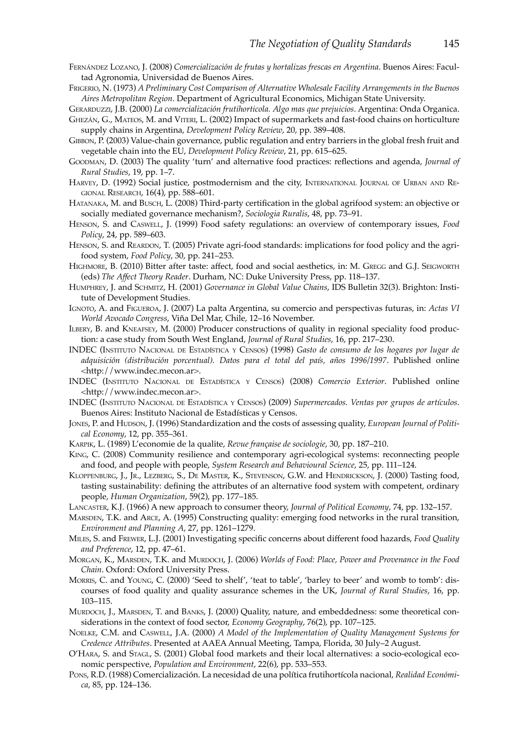Fernández Lozano, J. (2008) *Comercialización de frutas y hortalizas frescas en Argentina*. Buenos Aires: Facultad Agronomia, Universidad de Buenos Aires.

Frigerio, N. (1973) *A Preliminary Cost Comparison of Alternative Wholesale Facility Arrangements in the Buenos Aires Metropolitan Region*. Department of Agricultural Economics, Michigan State University.

Gerarduzzi, J.B. (2000) *La comercialización frutihorticola. Algo mas que prejuicios*. Argentina: Onda Organica.

Ghezán, G., Mateos, M. and Viteri, L. (2002) Impact of supermarkets and fast-food chains on horticulture supply chains in Argentina, *Development Policy Review*, 20, pp. 389–408.

Gibbon, P. (2003) Value-chain governance, public regulation and entry barriers in the global fresh fruit and vegetable chain into the EU, *Development Policy Review*, 21, pp. 615–625.

Goodman, D. (2003) The quality 'turn' and alternative food practices: reflections and agenda, *Journal of Rural Studies*, 19, pp. 1–7.

Harvey, D. (1992) Social justice, postmodernism and the city, International Journal of Urban and Regional Research, 16(4), pp. 588–601.

Hatanaka, M. and Busch, L. (2008) Third-party certification in the global agrifood system: an objective or socially mediated governance mechanism?, *Sociologia Ruralis*, 48, pp. 73–91.

Henson, S. and Caswell, J. (1999) Food safety regulations: an overview of contemporary issues, *Food Policy*, 24, pp. 589–603.

Henson, S. and Reardon, T. (2005) Private agri-food standards: implications for food policy and the agri-food system, *Food Policy*, 30, pp. 241–253.

Highmore, B. (2010) Bitter after taste: affect, food and social aesthetics, in: M. Gregg and G.J. Seigworth (eds) *The Affect Theory Reader*. Durham, NC: Duke University Press, pp. 118–137.

Humphrey, J. and Schmitz, H. (2001) *Governance in Global Value Chains*, IDS Bulletin 32(3). Brighton: Institute of Development Studies.

Ignoto, A. and Figueroa, J. (2007) La palta Argentina, su comercio and perspectivas futuras, in: *Actas VI World Avocado Congress*, Viña Del Mar, Chile, 12–16 November.

Ilbery, B. and Kneafsey, M. (2000) Producer constructions of quality in regional speciality food production: a case study from South West England, *Journal of Rural Studies*, 16, pp. 217–230.

INDEC (Instituto Nacional de Estadística y Censos) (1998) *Gasto de consumo de los hogares por lugar de adquisición (distribución porcentual). Datos para el total del país, años 1996/1997*. Published online <http://www.indec.mecon.ar>.

INDEC (Instituto Nacional de Estadística y Censos) (2008) *Comercio Exterior*. Published online <http://www.indec.mecon.ar>.

INDEC (Instituto Nacional de Estadística y Censos) (2009) *Supermercados. Ventas por grupos de artículos*. Buenos Aires: Instituto Nacional de Estadísticas y Censos.

Jones, P. and Hudson, J. (1996) Standardization and the costs of assessing quality, *European Journal of Political Economy*, 12, pp. 355–361.

Karpik, L. (1989) L'economie de la qualite, *Revue française de sociologie*, 30, pp. 187–210.

King, C. (2008) Community resilience and contemporary agri-ecological systems: reconnecting people and food, and people with people, *System Research and Behavioural Science*, 25, pp. 111–124.

Kloppenburg, J., Jr., Lezberg, S., De Master, K., Stevenson, G.W. and Hendrickson, J. (2000) Tasting food, tasting sustainability: defining the attributes of an alternative food system with competent, ordinary people, *Human Organization*, 59(2), pp. 177–185.

Lancaster, K.J. (1966) A new approach to consumer theory, *Journal of Political Economy*, 74, pp. 132–157.

Marsden, T.K. and Arce, A. (1995) Constructing quality: emerging food networks in the rural transition, *Environment and Planning A*, 27, pp. 1261–1279.

Miles, S. and Frewer, L.J. (2001) Investigating specific concerns about different food hazards, *Food Quality and Preference*, 12, pp. 47–61.

Morgan, K., Marsden, T.K. and Murdoch, J. (2006) *Worlds of Food: Place, Power and Provenance in the Food Chain*. Oxford: Oxford University Press.

Morris, C. and Young, C. (2000) 'Seed to shelf', 'teat to table', 'barley to beer' and womb to tomb': discourses of food quality and quality assurance schemes in the UK, *Journal of Rural Studies*, 16, pp. 103–115.

Murdoch, J., Marsden, T. and Banks, J. (2000) Quality, nature, and embeddedness: some theoretical considerations in the context of food sector, *Economy Geography*, 76(2), pp. 107–125.

Noelke, C.M. and Caswell, J.A. (2000) *A Model of the Implementation of Quality Management Systems for Credence Attributes*. Presented at AAEA Annual Meeting, Tampa, Florida, 30 July–2 August.

O'Hara, S. and Stagl, S. (2001) Global food markets and their local alternatives: a socio-ecological economic perspective, *Population and Environment*, 22(6), pp. 533–553.

Pons, R.D. (1988) Comercialización. La necesidad de una política frutihortícola nacional, *Realidad Económica*, 85, pp. 124–136.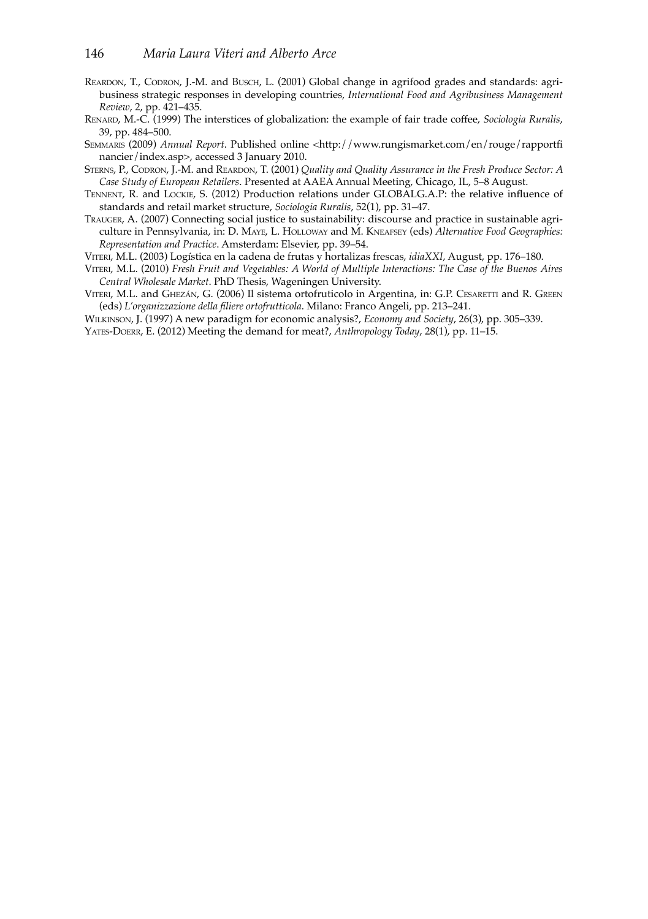Reardon, T., Codron, J.-M. and Busch, L. (2001) Global change in agrifood grades and standards: agribusiness strategic responses in developing countries, *International Food and Agribusiness Management Review*, 2, pp. 421–435.

Renard, M.-C. (1999) The interstices of globalization: the example of fair trade coffee, *Sociologia Ruralis*, 39, pp. 484–500.

Semmaris (2009) *Annual Report*. Published online <http://www.rungismarket.com/en/rouge/rapportfinancier/index.asp>, accessed 3 January 2010.

Sterns, P., Codron, J.-M. and Reardon, T. (2001) *Quality and Quality Assurance in the Fresh Produce Sector: A Case Study of European Retailers*. Presented at AAEA Annual Meeting, Chicago, IL, 5–8 August.

Tennent, R. and Lockie, S. (2012) Production relations under GLOBALG.A.P: the relative influence of standards and retail market structure, *Sociologia Ruralis*, 52(1), pp. 31–47.

Trauger, A. (2007) Connecting social justice to sustainability: discourse and practice in sustainable agriculture in Pennsylvania, in: D. Maye, L. Holloway and M. Kneafsey (eds) *Alternative Food Geographies: Representation and Practice*. Amsterdam: Elsevier, pp. 39–54.

Viteri, M.L. (2003) Logística en la cadena de frutas y hortalizas frescas, *idiaXXI*, August, pp. 176–180.

Viteri, M.L. (2010) *Fresh Fruit and Vegetables: A World of Multiple Interactions: The Case of the Buenos Aires Central Wholesale Market*. PhD Thesis, Wageningen University.

Viteri, M.L. and Ghezán, G. (2006) Il sistema ortofruticolo in Argentina, in: G.P. Cesaretti and R. Green (eds) *L'organizzazione della filiere ortofrutticola*. Milano: Franco Angeli, pp. 213–241.

Wilkinson, J. (1997) A new paradigm for economic analysis?, *Economy and Society*, 26(3), pp. 305–339.

Yates-Doerr, E. (2012) Meeting the demand for meat?, *Anthropology Today*, 28(1), pp. 11–15.